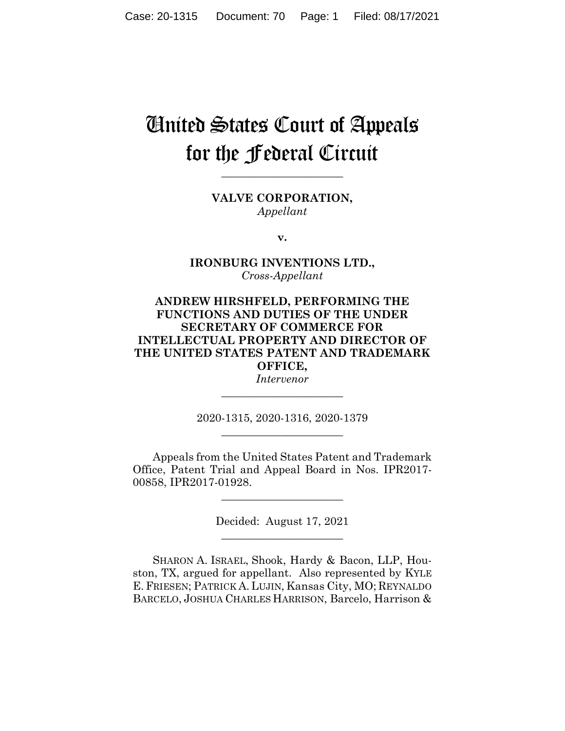# United States Court of Appeals for the Federal Circuit

______________________

**VALVE CORPORATION,**
*Appellant*

**v.**

**IRONBURG INVENTIONS LTD.,**
*Cross-Appellant*

**ANDREW HIRSHFELD, PERFORMING THE FUNCTIONS AND DUTIES OF THE UNDER SECRETARY OF COMMERCE FOR INTELLECTUAL PROPERTY AND DIRECTOR OF THE UNITED STATES PATENT AND TRADEMARK OFFICE,**
*Intervenor*

______________________

2020-1315, 2020-1316, 2020-1379

______________________

Appeals from the United States Patent and Trademark Office, Patent Trial and Appeal Board in Nos. IPR2017-00858, IPR2017-01928.

______________________

Decided: August 17, 2021

______________________

SHARON A. ISRAEL, Shook, Hardy & Bacon, LLP, Houston, TX, argued for appellant. Also represented by KYLE E. FRIESEN; PATRICK A. LUJIN, Kansas City, MO; REYNALDO BARCELO, JOSHUA CHARLES HARRISON, Barcelo, Harrison &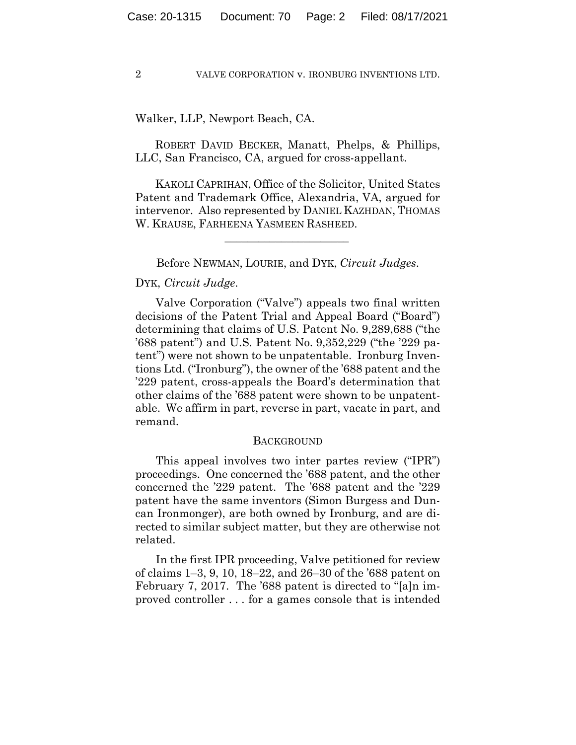Walker, LLP, Newport Beach, CA.

ROBERT DAVID BECKER, Manatt, Phelps, & Phillips, LLC, San Francisco, CA, argued for cross-appellant.

KAKOLI CAPRIHAN, Office of the Solicitor, United States Patent and Trademark Office, Alexandria, VA, argued for intervenor. Also represented by DANIEL KAZHDAN, THOMAS W. KRAUSE, FARHEENA YASMEEN RASHEED.

---

Before NEWMAN, LOURIE, and DYK, *Circuit Judges*.

DYK, *Circuit Judge*.

Valve Corporation ("Valve") appeals two final written decisions of the Patent Trial and Appeal Board ("Board") determining that claims of U.S. Patent No. 9,289,688 ("the '688 patent") and U.S. Patent No. 9,352,229 ("the '229 patent") were not shown to be unpatentable. Ironburg Inventions Ltd. ("Ironburg"), the owner of the '688 patent and the '229 patent, cross-appeals the Board's determination that other claims of the '688 patent were shown to be unpatentable. We affirm in part, reverse in part, vacate in part, and remand.

## BACKGROUND

This appeal involves two inter partes review ("IPR") proceedings. One concerned the '688 patent, and the other concerned the '229 patent. The '688 patent and the '229 patent have the same inventors (Simon Burgess and Duncan Ironmonger), are both owned by Ironburg, and are directed to similar subject matter, but they are otherwise not related.

In the first IPR proceeding, Valve petitioned for review of claims 1–3, 9, 10, 18–22, and 26–30 of the '688 patent on February 7, 2017. The '688 patent is directed to "[a]n improved controller . . . for a games console that is intended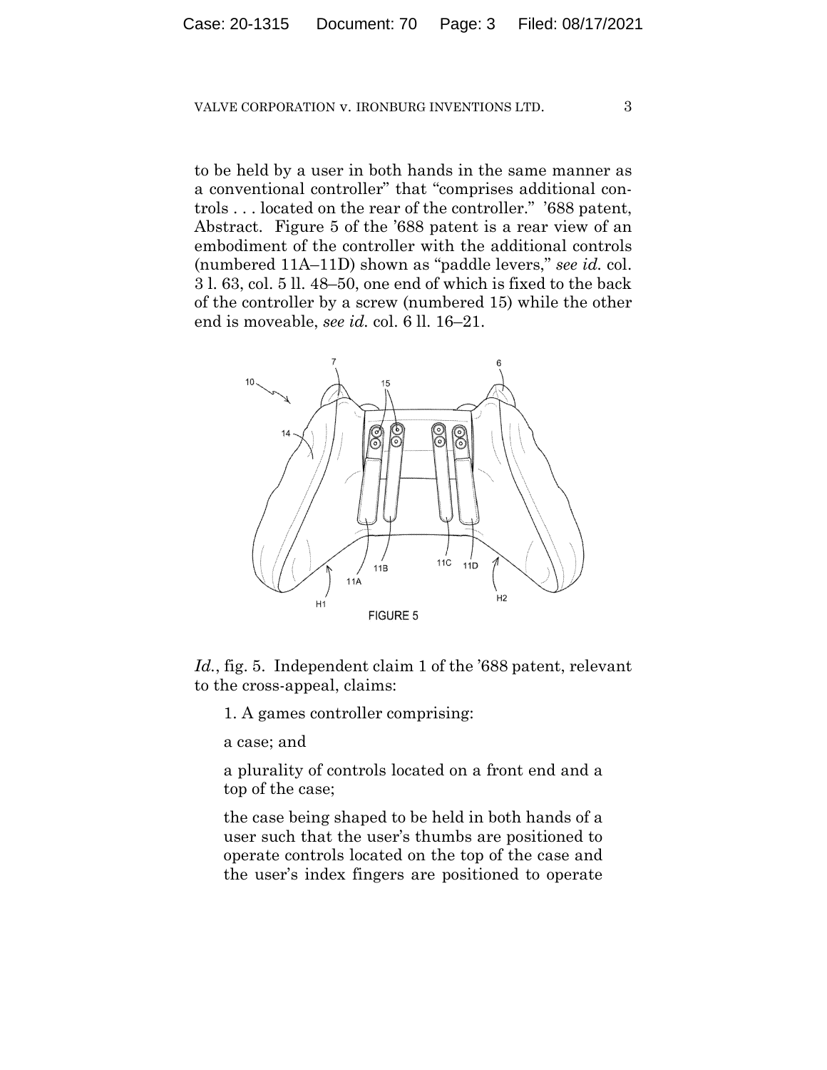to be held by a user in both hands in the same manner as a conventional controller" that "comprises additional controls . . . located on the rear of the controller." '688 patent, Abstract. Figure 5 of the '688 patent is a rear view of an embodiment of the controller with the additional controls (numbered 11A–11D) shown as "paddle levers," *see id.* col. 3 l. 63, col. 5 ll. 48–50, one end of which is fixed to the back of the controller by a screw (numbered 15) while the other end is moveable, *see id.* col. 6 ll. 16–21.

FIGURE 5

*Id.*, fig. 5. Independent claim 1 of the '688 patent, relevant to the cross-appeal, claims:

> 1. A games controller comprising:
>
> a case; and
>
> a plurality of controls located on a front end and a top of the case;
>
> the case being shaped to be held in both hands of a user such that the user's thumbs are positioned to operate controls located on the top of the case and the user's index fingers are positioned to operate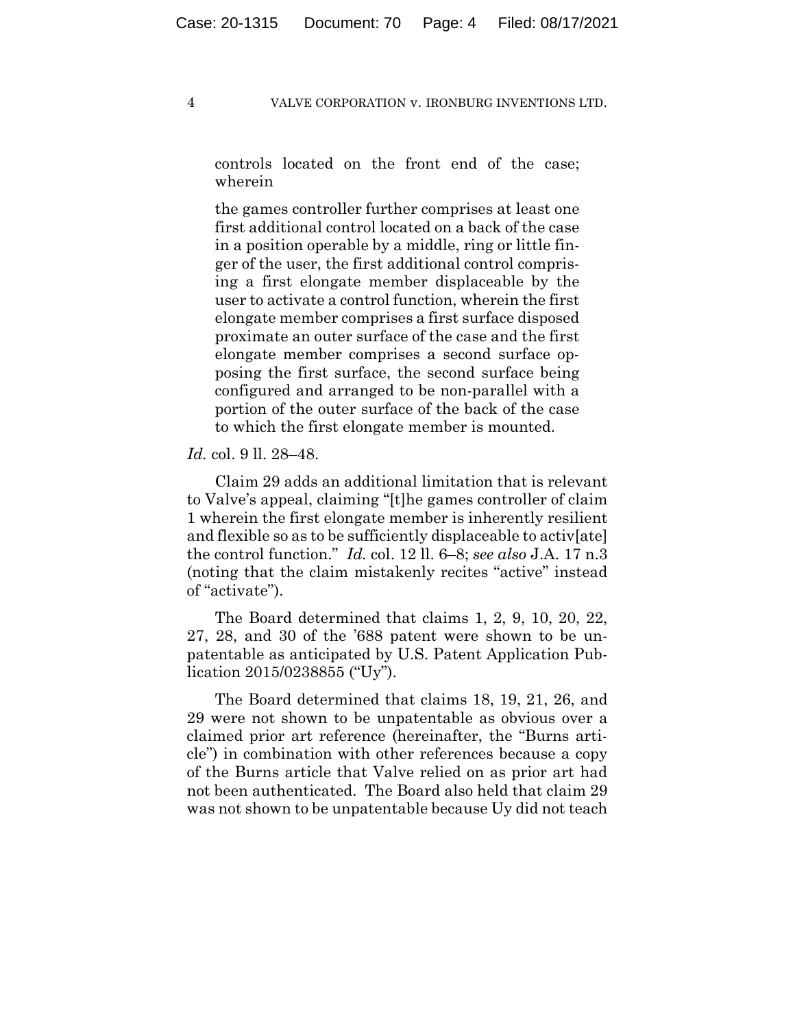> controls located on the front end of the case; wherein
>
> the games controller further comprises at least one first additional control located on a back of the case in a position operable by a middle, ring or little finger of the user, the first additional control comprising a first elongate member displaceable by the user to activate a control function, wherein the first elongate member comprises a first surface disposed proximate an outer surface of the case and the first elongate member comprises a second surface opposing the first surface, the second surface being configured and arranged to be non-parallel with a portion of the outer surface of the back of the case to which the first elongate member is mounted.

*Id.* col. 9 ll. 28–48.

Claim 29 adds an additional limitation that is relevant to Valve's appeal, claiming "[t]he games controller of claim 1 wherein the first elongate member is inherently resilient and flexible so as to be sufficiently displaceable to activ[ate] the control function." *Id.* col. 12 ll. 6–8; *see also* J.A. 17 n.3 (noting that the claim mistakenly recites "active" instead of "activate").

The Board determined that claims 1, 2, 9, 10, 20, 22, 27, 28, and 30 of the '688 patent were shown to be unpatentable as anticipated by U.S. Patent Application Publication 2015/0238855 ("Uy").

The Board determined that claims 18, 19, 21, 26, and 29 were not shown to be unpatentable as obvious over a claimed prior art reference (hereinafter, the "Burns article") in combination with other references because a copy of the Burns article that Valve relied on as prior art had not been authenticated. The Board also held that claim 29 was not shown to be unpatentable because Uy did not teach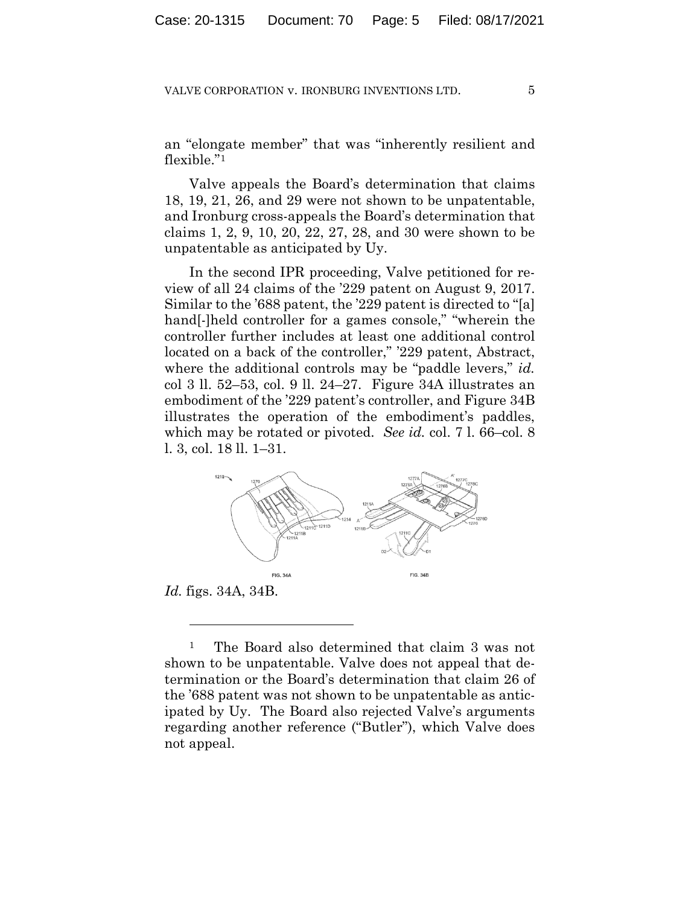an "elongate member" that was "inherently resilient and flexible."[1]

Valve appeals the Board's determination that claims 18, 19, 21, 26, and 29 were not shown to be unpatentable, and Ironburg cross-appeals the Board's determination that claims 1, 2, 9, 10, 20, 22, 27, 28, and 30 were shown to be unpatentable as anticipated by Uy.

In the second IPR proceeding, Valve petitioned for review of all 24 claims of the '229 patent on August 9, 2017. Similar to the '688 patent, the '229 patent is directed to "[a] hand[-]held controller for a games console," "wherein the controller further includes at least one additional control located on a back of the controller," '229 patent, Abstract, where the additional controls may be "paddle levers," *id.* col 3 ll. 52–53, col. 9 ll. 24–27. Figure 34A illustrates an embodiment of the '229 patent's controller, and Figure 34B illustrates the operation of the embodiment's paddles, which may be rotated or pivoted. *See id.* col. 7 l. 66–col. 8 l. 3, col. 18 ll. 1–31.

FIG. 34A FIG. 34B

*Id.* figs. 34A, 34B.

[1] The Board also determined that claim 3 was not shown to be unpatentable. Valve does not appeal that determination or the Board's determination that claim 26 of the '688 patent was not shown to be unpatentable as anticipated by Uy. The Board also rejected Valve's arguments regarding another reference ("Butler"), which Valve does not appeal.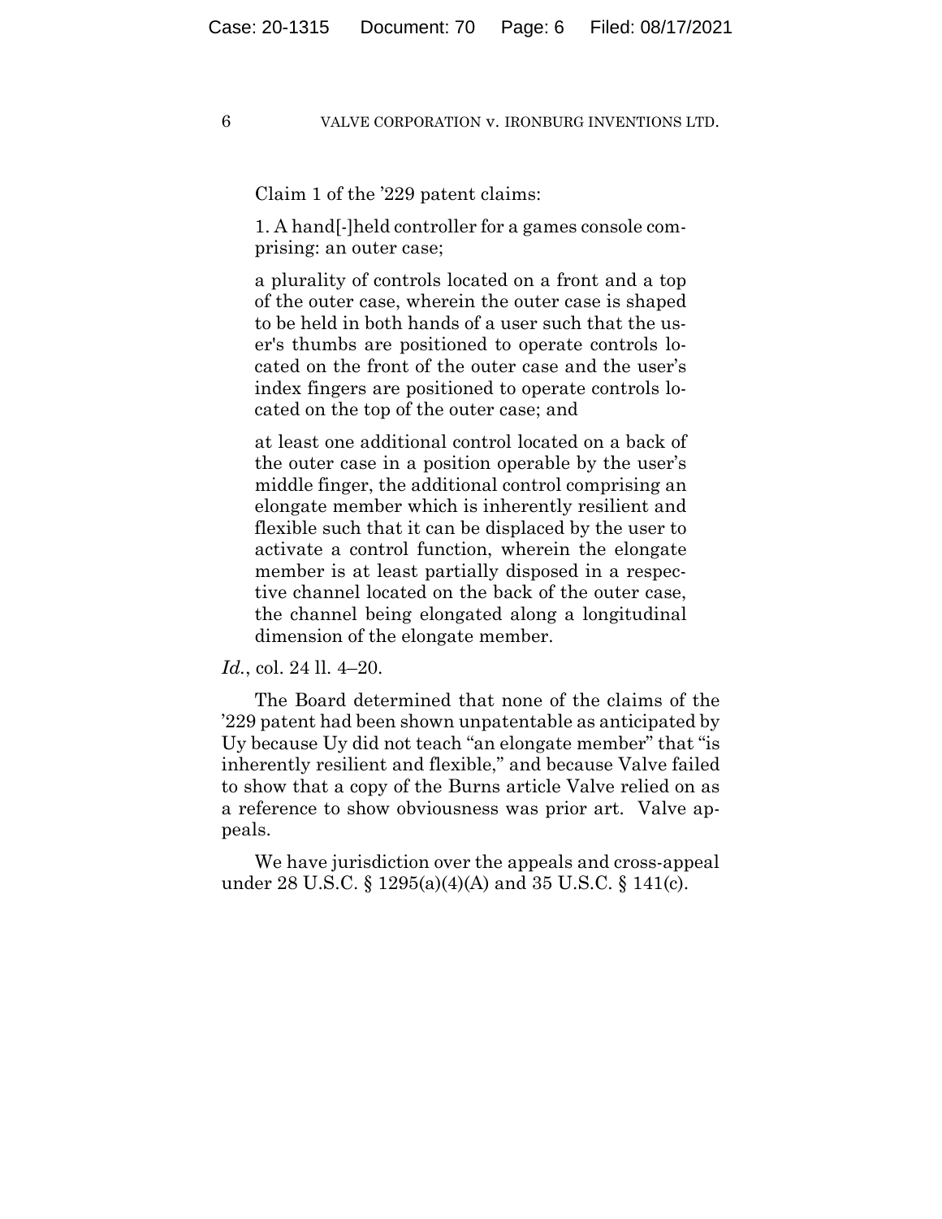Claim 1 of the '229 patent claims:

> 1. A hand[-]held controller for a games console comprising: an outer case;
>
> a plurality of controls located on a front and a top of the outer case, wherein the outer case is shaped to be held in both hands of a user such that the user's thumbs are positioned to operate controls located on the front of the outer case and the user's index fingers are positioned to operate controls located on the top of the outer case; and
>
> at least one additional control located on a back of the outer case in a position operable by the user's middle finger, the additional control comprising an elongate member which is inherently resilient and flexible such that it can be displaced by the user to activate a control function, wherein the elongate member is at least partially disposed in a respective channel located on the back of the outer case, the channel being elongated along a longitudinal dimension of the elongate member.

*Id.*, col. 24 ll. 4–20.

The Board determined that none of the claims of the '229 patent had been shown unpatentable as anticipated by Uy because Uy did not teach "an elongate member" that "is inherently resilient and flexible," and because Valve failed to show that a copy of the Burns article Valve relied on as a reference to show obviousness was prior art. Valve appeals.

We have jurisdiction over the appeals and cross-appeal under 28 U.S.C. § 1295(a)(4)(A) and 35 U.S.C. § 141(c).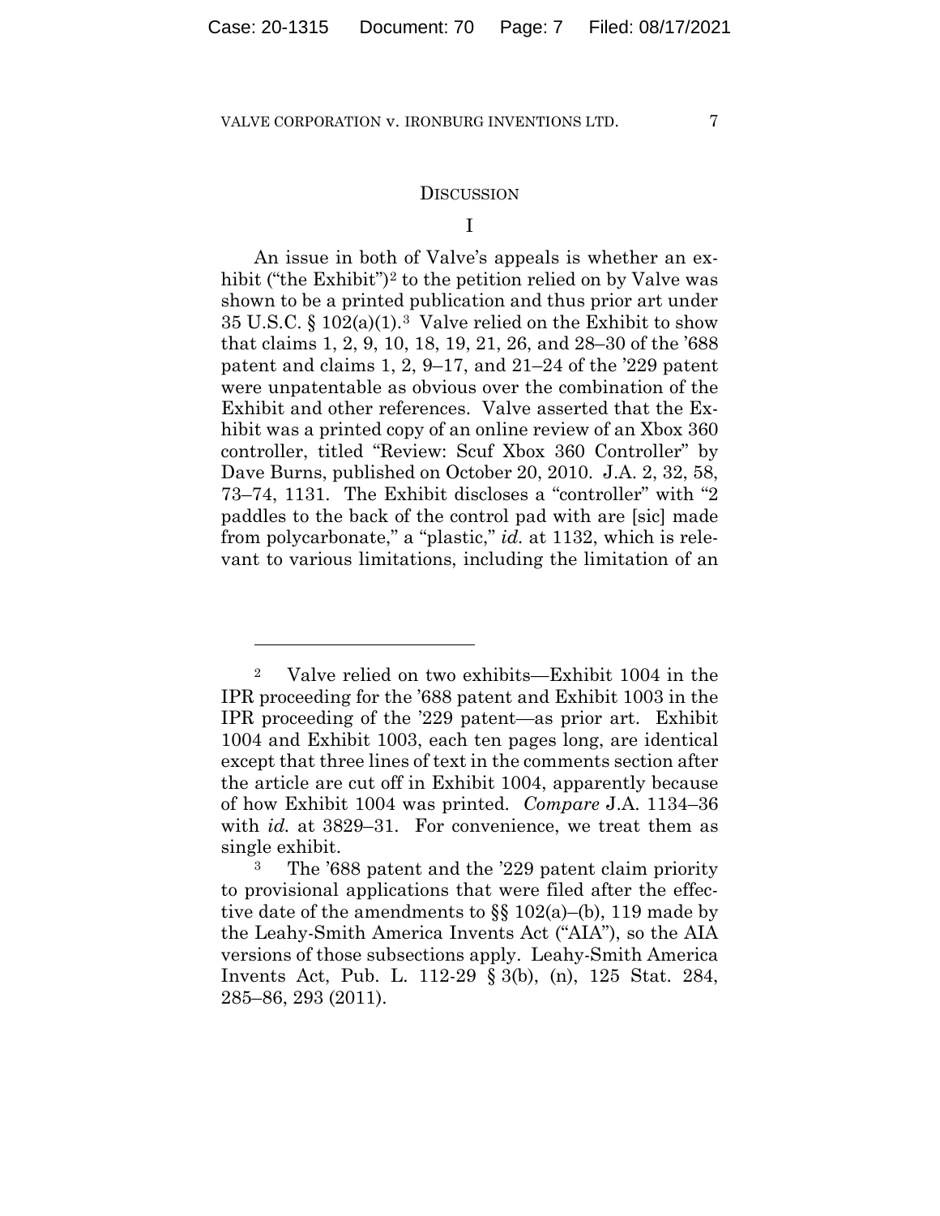## DISCUSSION

### I

An issue in both of Valve's appeals is whether an exhibit ("the Exhibit")[2] to the petition relied on by Valve was shown to be a printed publication and thus prior art under 35 U.S.C. § 102(a)(1).[3] Valve relied on the Exhibit to show that claims 1, 2, 9, 10, 18, 19, 21, 26, and 28–30 of the '688 patent and claims 1, 2, 9–17, and 21–24 of the '229 patent were unpatentable as obvious over the combination of the Exhibit and other references. Valve asserted that the Exhibit was a printed copy of an online review of an Xbox 360 controller, titled "Review: Scuf Xbox 360 Controller" by Dave Burns, published on October 20, 2010. J.A. 2, 32, 58, 73–74, 1131. The Exhibit discloses a "controller" with "2 paddles to the back of the control pad with are [sic] made from polycarbonate," a "plastic," *id.* at 1132, which is relevant to various limitations, including the limitation of an

---

[2] Valve relied on two exhibits—Exhibit 1004 in the IPR proceeding for the '688 patent and Exhibit 1003 in the IPR proceeding of the '229 patent—as prior art. Exhibit 1004 and Exhibit 1003, each ten pages long, are identical except that three lines of text in the comments section after the article are cut off in Exhibit 1004, apparently because of how Exhibit 1004 was printed. *Compare* J.A. 1134–36 with *id.* at 3829–31. For convenience, we treat them as single exhibit.

[3] The '688 patent and the '229 patent claim priority to provisional applications that were filed after the effective date of the amendments to §§ 102(a)–(b), 119 made by the Leahy-Smith America Invents Act ("AIA"), so the AIA versions of those subsections apply. Leahy-Smith America Invents Act, Pub. L. 112-29 § 3(b), (n), 125 Stat. 284, 285–86, 293 (2011).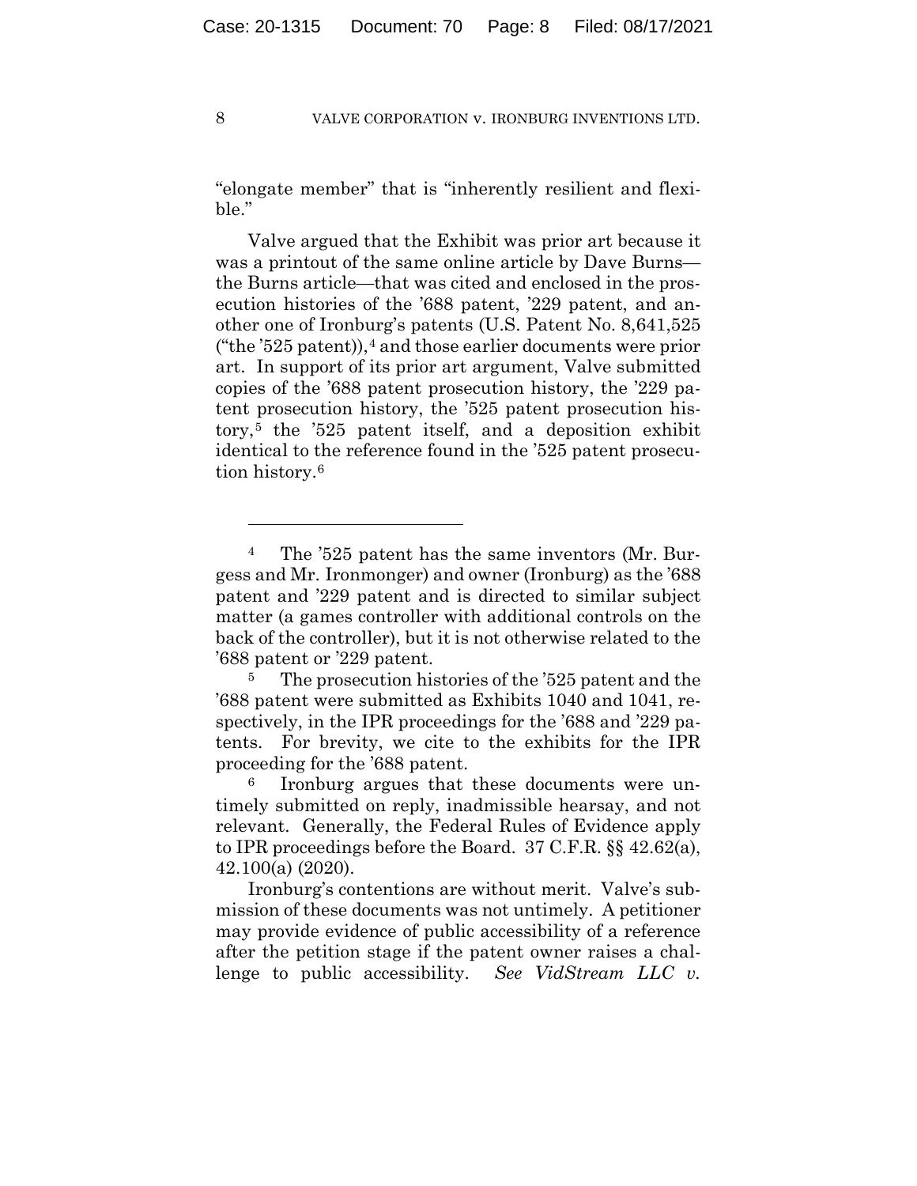"elongate member" that is "inherently resilient and flexible."

Valve argued that the Exhibit was prior art because it was a printout of the same online article by Dave Burns—the Burns article—that was cited and enclosed in the prosecution histories of the '688 patent, '229 patent, and another one of Ironburg's patents (U.S. Patent No. 8,641,525 ("the '525 patent")),[4] and those earlier documents were prior art. In support of its prior art argument, Valve submitted copies of the '688 patent prosecution history, the '229 patent prosecution history, the '525 patent prosecution history,[5] the '525 patent itself, and a deposition exhibit identical to the reference found in the '525 patent prosecution history.[6]

---

[4] The '525 patent has the same inventors (Mr. Burgess and Mr. Ironmonger) and owner (Ironburg) as the '688 patent and '229 patent and is directed to similar subject matter (a games controller with additional controls on the back of the controller), but it is not otherwise related to the '688 patent or '229 patent.

[5] The prosecution histories of the '525 patent and the '688 patent were submitted as Exhibits 1040 and 1041, respectively, in the IPR proceedings for the '688 and '229 patents. For brevity, we cite to the exhibits for the IPR proceeding for the '688 patent.

[6] Ironburg argues that these documents were untimely submitted on reply, inadmissible hearsay, and not relevant. Generally, the Federal Rules of Evidence apply to IPR proceedings before the Board. 37 C.F.R. §§ 42.62(a), 42.100(a) (2020).

Ironburg's contentions are without merit. Valve's submission of these documents was not untimely. A petitioner may provide evidence of public accessibility of a reference after the petition stage if the patent owner raises a challenge to public accessibility. *See VidStream LLC v.*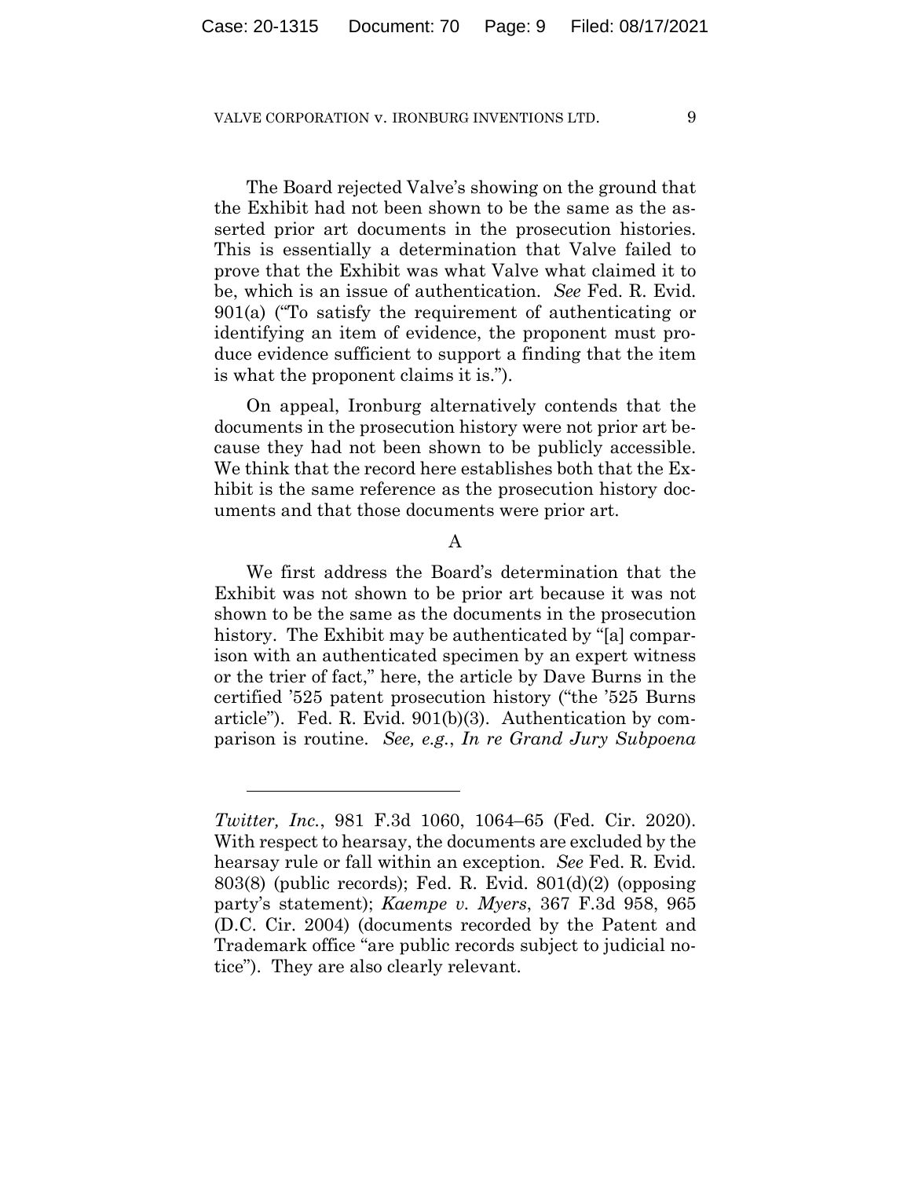The Board rejected Valve's showing on the ground that the Exhibit had not been shown to be the same as the asserted prior art documents in the prosecution histories. This is essentially a determination that Valve failed to prove that the Exhibit was what Valve what claimed it to be, which is an issue of authentication. *See* Fed. R. Evid. 901(a) ("To satisfy the requirement of authenticating or identifying an item of evidence, the proponent must produce evidence sufficient to support a finding that the item is what the proponent claims it is.").

On appeal, Ironburg alternatively contends that the documents in the prosecution history were not prior art because they had not been shown to be publicly accessible. We think that the record here establishes both that the Exhibit is the same reference as the prosecution history documents and that those documents were prior art.

## A

We first address the Board's determination that the Exhibit was not shown to be prior art because it was not shown to be the same as the documents in the prosecution history. The Exhibit may be authenticated by "[a] comparison with an authenticated specimen by an expert witness or the trier of fact," here, the article by Dave Burns in the certified '525 patent prosecution history ("the '525 Burns article"). Fed. R. Evid. 901(b)(3). Authentication by comparison is routine. *See, e.g.*, *In re Grand Jury Subpoena*

---

*Twitter, Inc.*, 981 F.3d 1060, 1064–65 (Fed. Cir. 2020). With respect to hearsay, the documents are excluded by the hearsay rule or fall within an exception. *See* Fed. R. Evid. 803(8) (public records); Fed. R. Evid. 801(d)(2) (opposing party's statement); *Kaempe v. Myers*, 367 F.3d 958, 965 (D.C. Cir. 2004) (documents recorded by the Patent and Trademark office "are public records subject to judicial notice"). They are also clearly relevant.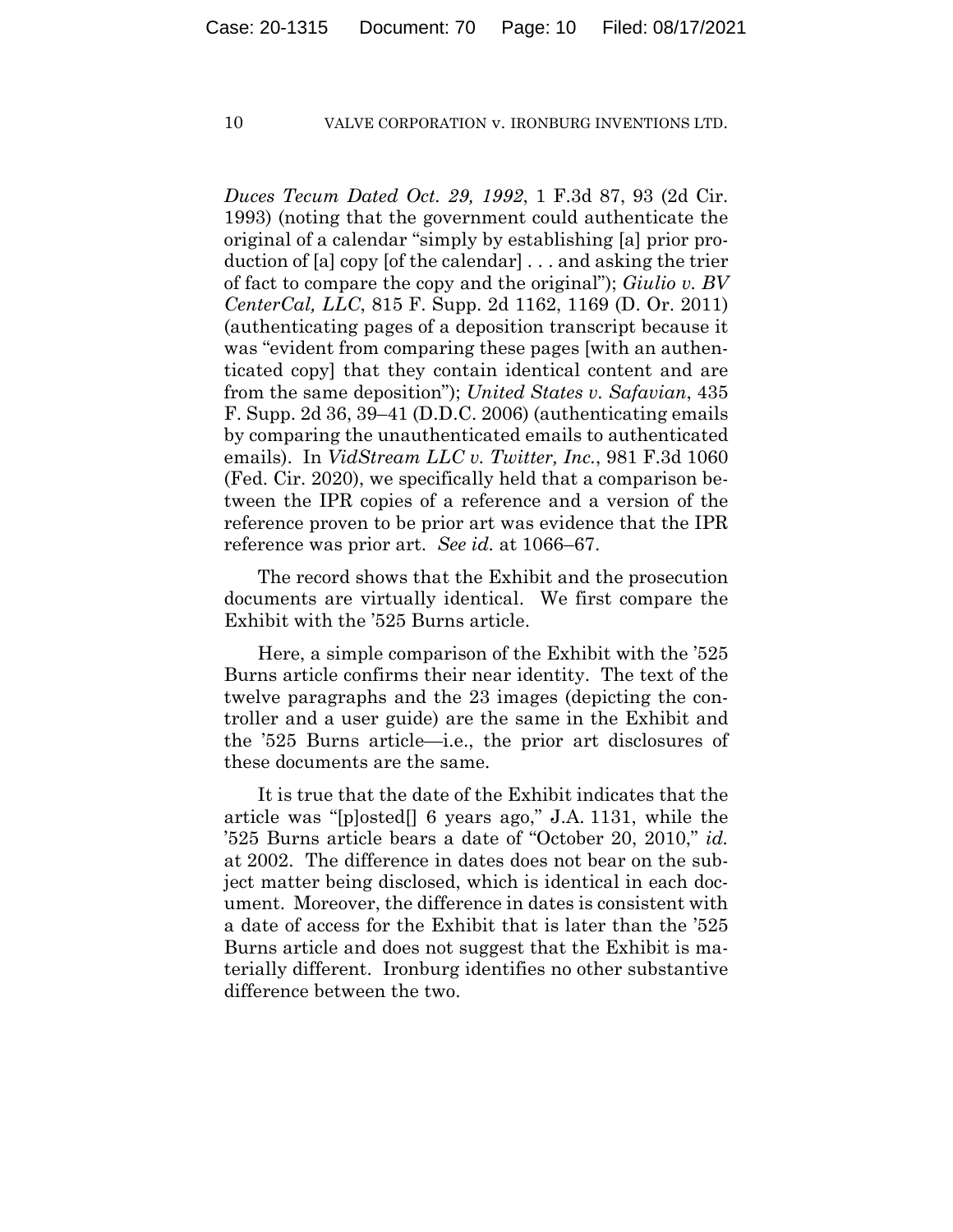*Duces Tecum Dated Oct. 29, 1992*, 1 F.3d 87, 93 (2d Cir. 1993) (noting that the government could authenticate the original of a calendar "simply by establishing [a] prior production of [a] copy [of the calendar] . . . and asking the trier of fact to compare the copy and the original"); *Giulio v. BV CenterCal, LLC*, 815 F. Supp. 2d 1162, 1169 (D. Or. 2011) (authenticating pages of a deposition transcript because it was "evident from comparing these pages [with an authenticated copy] that they contain identical content and are from the same deposition"); *United States v. Safavian*, 435 F. Supp. 2d 36, 39–41 (D.D.C. 2006) (authenticating emails by comparing the unauthenticated emails to authenticated emails). In *VidStream LLC v. Twitter, Inc.*, 981 F.3d 1060 (Fed. Cir. 2020), we specifically held that a comparison between the IPR copies of a reference and a version of the reference proven to be prior art was evidence that the IPR reference was prior art. *See id.* at 1066–67.

The record shows that the Exhibit and the prosecution documents are virtually identical. We first compare the Exhibit with the '525 Burns article.

Here, a simple comparison of the Exhibit with the '525 Burns article confirms their near identity. The text of the twelve paragraphs and the 23 images (depicting the controller and a user guide) are the same in the Exhibit and the '525 Burns article—i.e., the prior art disclosures of these documents are the same.

It is true that the date of the Exhibit indicates that the article was "[p]osted[] 6 years ago," J.A. 1131, while the '525 Burns article bears a date of "October 20, 2010," *id.* at 2002. The difference in dates does not bear on the subject matter being disclosed, which is identical in each document. Moreover, the difference in dates is consistent with a date of access for the Exhibit that is later than the '525 Burns article and does not suggest that the Exhibit is materially different. Ironburg identifies no other substantive difference between the two.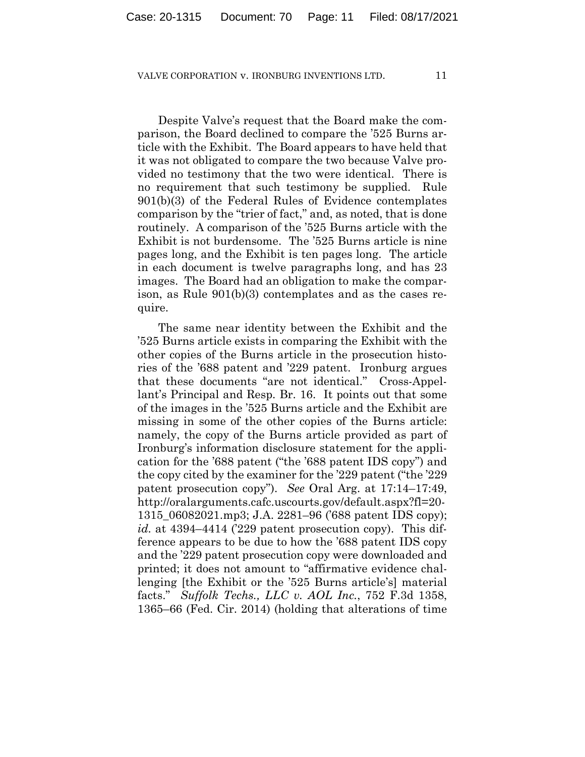Despite Valve's request that the Board make the comparison, the Board declined to compare the '525 Burns article with the Exhibit. The Board appears to have held that it was not obligated to compare the two because Valve provided no testimony that the two were identical. There is no requirement that such testimony be supplied. Rule 901(b)(3) of the Federal Rules of Evidence contemplates comparison by the "trier of fact," and, as noted, that is done routinely. A comparison of the '525 Burns article with the Exhibit is not burdensome. The '525 Burns article is nine pages long, and the Exhibit is ten pages long. The article in each document is twelve paragraphs long, and has 23 images. The Board had an obligation to make the comparison, as Rule 901(b)(3) contemplates and as the cases require.

The same near identity between the Exhibit and the '525 Burns article exists in comparing the Exhibit with the other copies of the Burns article in the prosecution histories of the '688 patent and '229 patent. Ironburg argues that these documents "are not identical." Cross-Appellant's Principal and Resp. Br. 16. It points out that some of the images in the '525 Burns article and the Exhibit are missing in some of the other copies of the Burns article: namely, the copy of the Burns article provided as part of Ironburg's information disclosure statement for the application for the '688 patent ("the '688 patent IDS copy") and the copy cited by the examiner for the '229 patent ("the '229 patent prosecution copy"). *See* Oral Arg. at 17:14–17:49, http://oralarguments.cafc.uscourts.gov/default.aspx?fl=20-1315_06082021.mp3; J.A. 2281–96 ('688 patent IDS copy); *id.* at 4394–4414 ('229 patent prosecution copy). This difference appears to be due to how the '688 patent IDS copy and the '229 patent prosecution copy were downloaded and printed; it does not amount to "affirmative evidence challenging [the Exhibit or the '525 Burns article's] material facts." *Suffolk Techs., LLC v. AOL Inc.*, 752 F.3d 1358, 1365–66 (Fed. Cir. 2014) (holding that alterations of time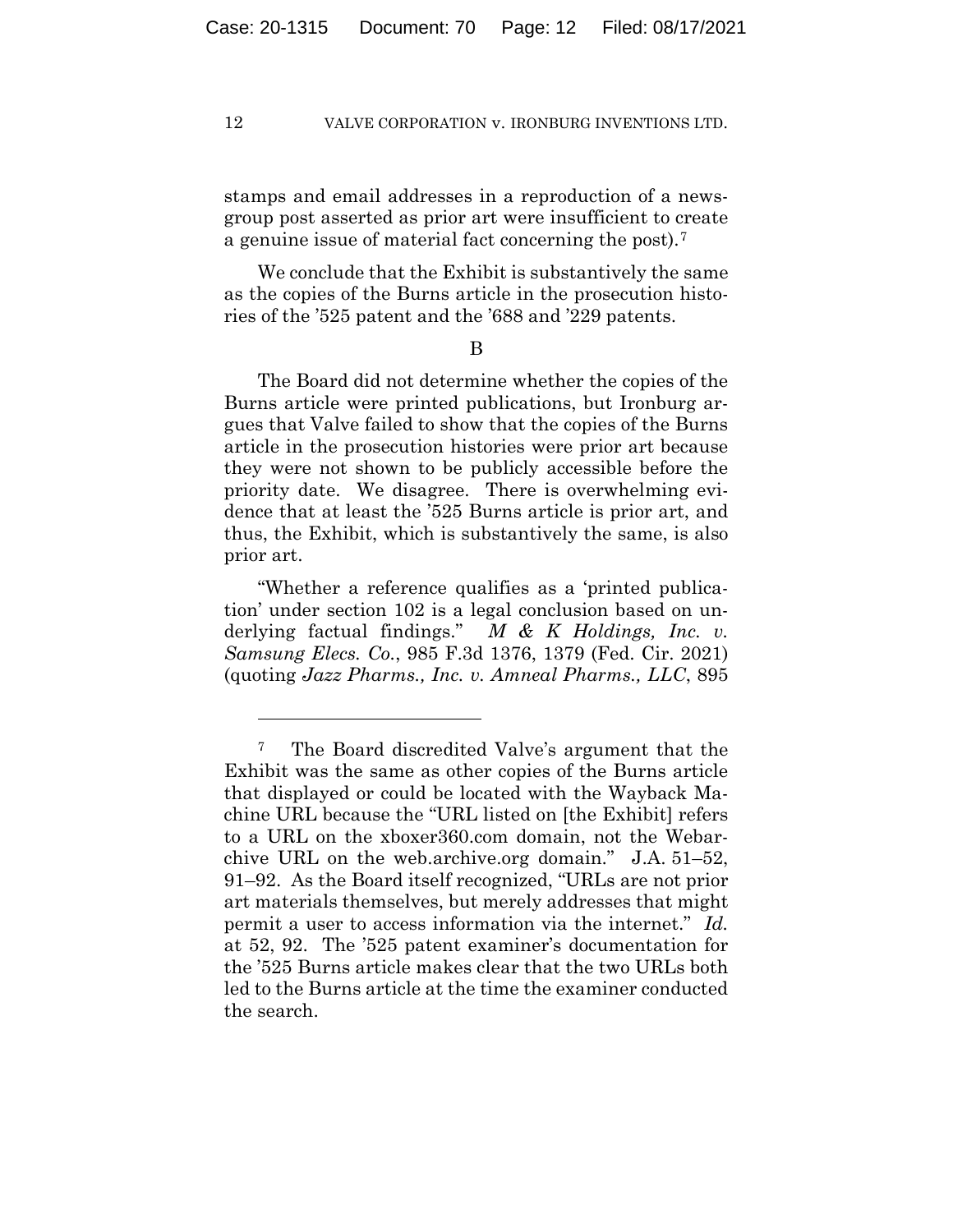stamps and email addresses in a reproduction of a newsgroup post asserted as prior art were insufficient to create a genuine issue of material fact concerning the post).[7]

We conclude that the Exhibit is substantively the same as the copies of the Burns article in the prosecution histories of the ’525 patent and the ’688 and ’229 patents.

B

The Board did not determine whether the copies of the Burns article were printed publications, but Ironburg argues that Valve failed to show that the copies of the Burns article in the prosecution histories were prior art because they were not shown to be publicly accessible before the priority date. We disagree. There is overwhelming evidence that at least the ’525 Burns article is prior art, and thus, the Exhibit, which is substantively the same, is also prior art.

“Whether a reference qualifies as a ‘printed publication’ under section 102 is a legal conclusion based on underlying factual findings.” *M & K Holdings, Inc. v. Samsung Elecs. Co.*, 985 F.3d 1376, 1379 (Fed. Cir. 2021) (quoting *Jazz Pharms., Inc. v. Amneal Pharms., LLC*, 895

---

[7] The Board discredited Valve’s argument that the Exhibit was the same as other copies of the Burns article that displayed or could be located with the Wayback Machine URL because the “URL listed on [the Exhibit] refers to a URL on the xboxer360.com domain, not the Webarchive URL on the web.archive.org domain.” J.A. 51–52, 91–92. As the Board itself recognized, “URLs are not prior art materials themselves, but merely addresses that might permit a user to access information via the internet.” *Id.* at 52, 92. The ’525 patent examiner’s documentation for the ’525 Burns article makes clear that the two URLs both led to the Burns article at the time the examiner conducted the search.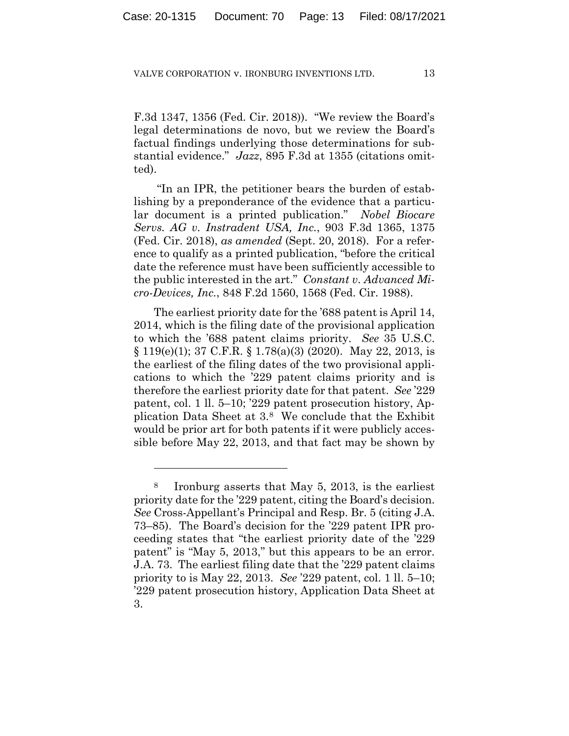F.3d 1347, 1356 (Fed. Cir. 2018)). "We review the Board's legal determinations de novo, but we review the Board's factual findings underlying those determinations for substantial evidence." *Jazz*, 895 F.3d at 1355 (citations omitted).

"In an IPR, the petitioner bears the burden of establishing by a preponderance of the evidence that a particular document is a printed publication." *Nobel Biocare Servs. AG v. Instradent USA, Inc.*, 903 F.3d 1365, 1375 (Fed. Cir. 2018), *as amended* (Sept. 20, 2018). For a reference to qualify as a printed publication, "before the critical date the reference must have been sufficiently accessible to the public interested in the art." *Constant v. Advanced Micro-Devices, Inc.*, 848 F.2d 1560, 1568 (Fed. Cir. 1988).

The earliest priority date for the '688 patent is April 14, 2014, which is the filing date of the provisional application to which the '688 patent claims priority. *See* 35 U.S.C. § 119(e)(1); 37 C.F.R. § 1.78(a)(3) (2020). May 22, 2013, is the earliest of the filing dates of the two provisional applications to which the '229 patent claims priority and is therefore the earliest priority date for that patent. *See* '229 patent, col. 1 ll. 5–10; '229 patent prosecution history, Application Data Sheet at 3.[8] We conclude that the Exhibit would be prior art for both patents if it were publicly accessible before May 22, 2013, and that fact may be shown by

---

[8] Ironburg asserts that May 5, 2013, is the earliest priority date for the '229 patent, citing the Board's decision. *See* Cross-Appellant's Principal and Resp. Br. 5 (citing J.A. 73–85). The Board's decision for the '229 patent IPR proceeding states that "the earliest priority date of the '229 patent" is "May 5, 2013," but this appears to be an error. J.A. 73. The earliest filing date that the '229 patent claims priority to is May 22, 2013. *See* '229 patent, col. 1 ll. 5–10; '229 patent prosecution history, Application Data Sheet at 3.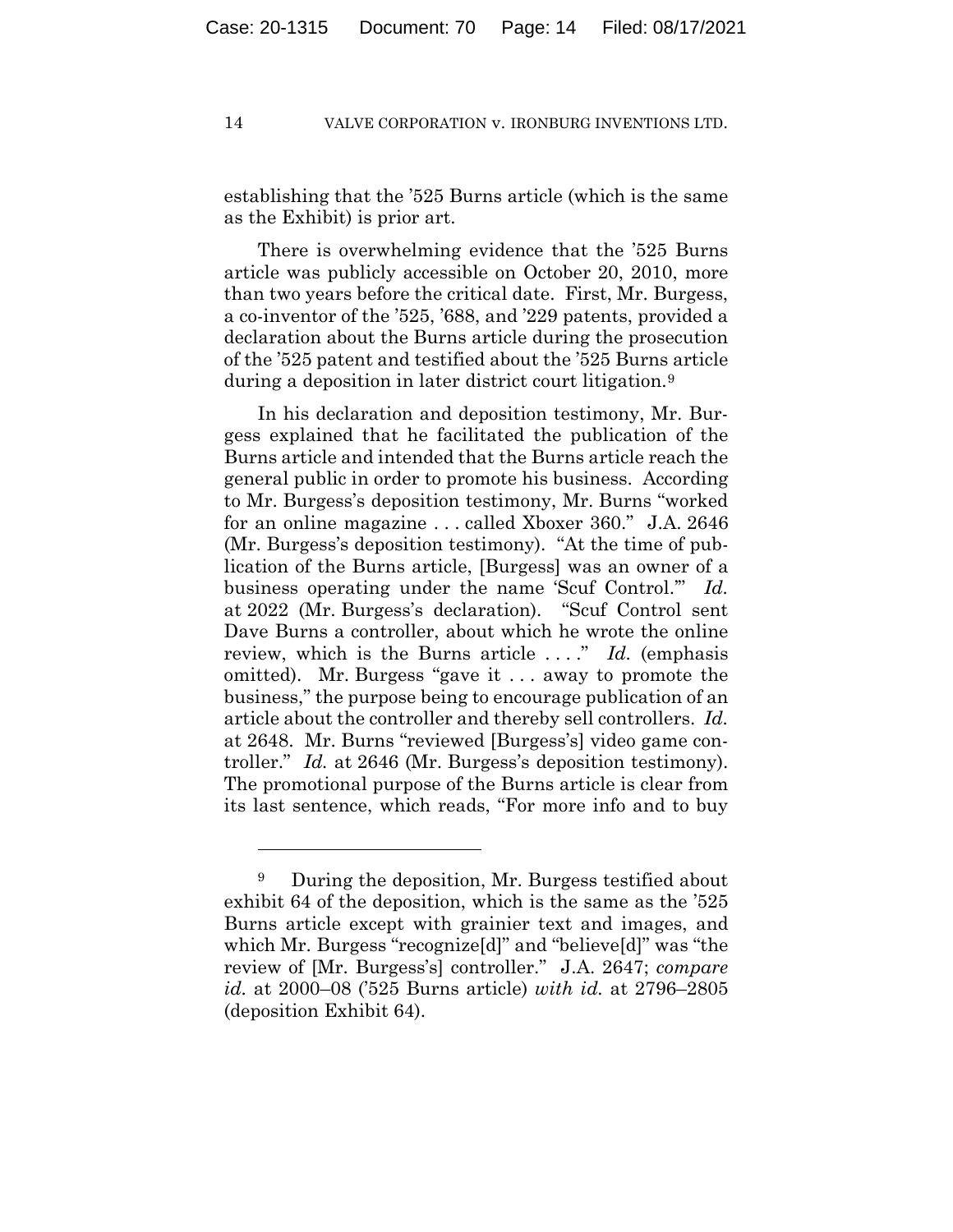establishing that the '525 Burns article (which is the same as the Exhibit) is prior art.

There is overwhelming evidence that the '525 Burns article was publicly accessible on October 20, 2010, more than two years before the critical date. First, Mr. Burgess, a co-inventor of the '525, '688, and '229 patents, provided a declaration about the Burns article during the prosecution of the '525 patent and testified about the '525 Burns article during a deposition in later district court litigation.[9]

In his declaration and deposition testimony, Mr. Burgess explained that he facilitated the publication of the Burns article and intended that the Burns article reach the general public in order to promote his business. According to Mr. Burgess's deposition testimony, Mr. Burns "worked for an online magazine . . . called Xboxer 360." J.A. 2646 (Mr. Burgess's deposition testimony). "At the time of publication of the Burns article, [Burgess] was an owner of a business operating under the name 'Scuf Control.'" *Id.* at 2022 (Mr. Burgess's declaration). "Scuf Control sent Dave Burns a controller, about which he wrote the online review, which is the Burns article . . . ." *Id.* (emphasis omitted). Mr. Burgess "gave it . . . away to promote the business," the purpose being to encourage publication of an article about the controller and thereby sell controllers. *Id.* at 2648. Mr. Burns "reviewed [Burgess's] video game controller." *Id.* at 2646 (Mr. Burgess's deposition testimony). The promotional purpose of the Burns article is clear from its last sentence, which reads, "For more info and to buy

---

[9] During the deposition, Mr. Burgess testified about exhibit 64 of the deposition, which is the same as the '525 Burns article except with grainier text and images, and which Mr. Burgess "recognize[d]" and "believe[d]" was "the review of [Mr. Burgess's] controller." J.A. 2647; *compare id.* at 2000–08 ('525 Burns article) *with id.* at 2796–2805 (deposition Exhibit 64).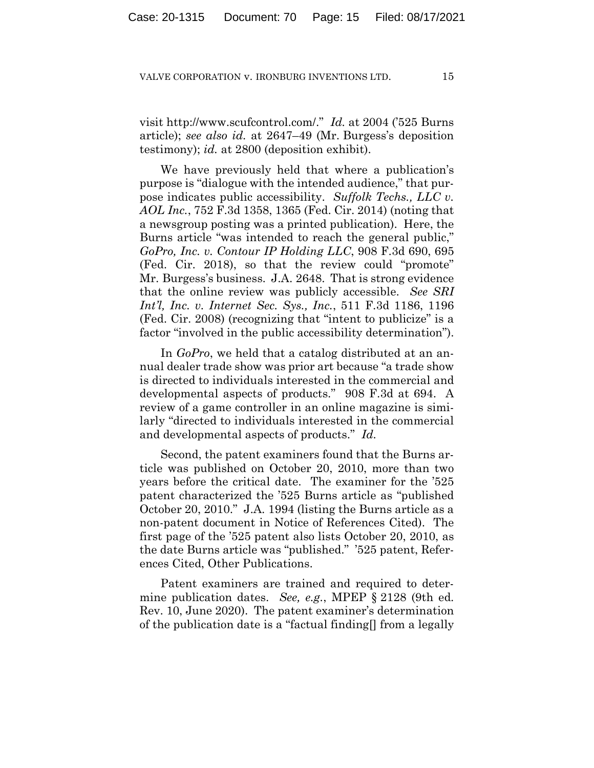visit http://www.scufcontrol.com/." *Id.* at 2004 ('525 Burns article); *see also id.* at 2647–49 (Mr. Burgess's deposition testimony); *id.* at 2800 (deposition exhibit).

We have previously held that where a publication's purpose is "dialogue with the intended audience," that purpose indicates public accessibility. *Suffolk Techs., LLC v. AOL Inc.*, 752 F.3d 1358, 1365 (Fed. Cir. 2014) (noting that a newsgroup posting was a printed publication). Here, the Burns article "was intended to reach the general public," *GoPro, Inc. v. Contour IP Holding LLC*, 908 F.3d 690, 695 (Fed. Cir. 2018), so that the review could "promote" Mr. Burgess's business. J.A. 2648. That is strong evidence that the online review was publicly accessible. *See SRI Int'l, Inc. v. Internet Sec. Sys., Inc.*, 511 F.3d 1186, 1196 (Fed. Cir. 2008) (recognizing that "intent to publicize" is a factor "involved in the public accessibility determination").

In *GoPro*, we held that a catalog distributed at an annual dealer trade show was prior art because "a trade show is directed to individuals interested in the commercial and developmental aspects of products." 908 F.3d at 694. A review of a game controller in an online magazine is similarly "directed to individuals interested in the commercial and developmental aspects of products." *Id.*

Second, the patent examiners found that the Burns article was published on October 20, 2010, more than two years before the critical date. The examiner for the '525 patent characterized the '525 Burns article as "published October 20, 2010." J.A. 1994 (listing the Burns article as a non-patent document in Notice of References Cited). The first page of the '525 patent also lists October 20, 2010, as the date Burns article was "published." '525 patent, References Cited, Other Publications.

Patent examiners are trained and required to determine publication dates. *See, e.g.*, MPEP § 2128 (9th ed. Rev. 10, June 2020). The patent examiner's determination of the publication date is a "factual finding[] from a legally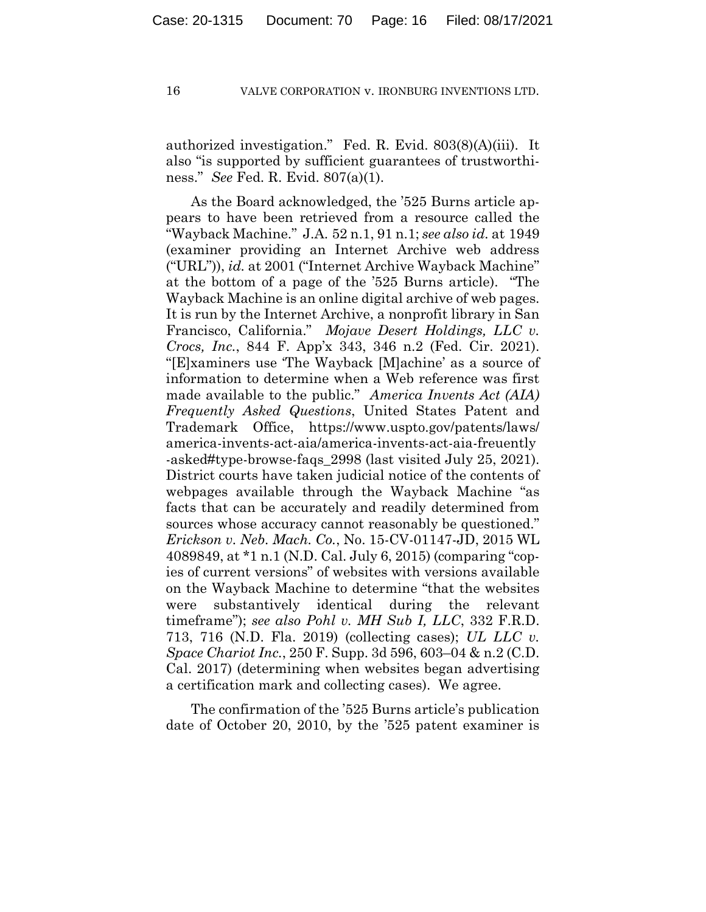authorized investigation." Fed. R. Evid. 803(8)(A)(iii). It also "is supported by sufficient guarantees of trustworthiness." *See* Fed. R. Evid. 807(a)(1).

As the Board acknowledged, the '525 Burns article appears to have been retrieved from a resource called the "Wayback Machine." J.A. 52 n.1, 91 n.1; *see also id.* at 1949 (examiner providing an Internet Archive web address ("URL")), *id.* at 2001 ("Internet Archive Wayback Machine" at the bottom of a page of the '525 Burns article). "The Wayback Machine is an online digital archive of web pages. It is run by the Internet Archive, a nonprofit library in San Francisco, California." *Mojave Desert Holdings, LLC v. Crocs, Inc.*, 844 F. App'x 343, 346 n.2 (Fed. Cir. 2021). "[E]xaminers use 'The Wayback [M]achine' as a source of information to determine when a Web reference was first made available to the public." *America Invents Act (AIA) Frequently Asked Questions*, United States Patent and Trademark Office, https://www.uspto.gov/patents/laws/america-invents-act-aia/america-invents-act-aia-freuently-asked#type-browse-faqs_2998 (last visited July 25, 2021). District courts have taken judicial notice of the contents of webpages available through the Wayback Machine "as facts that can be accurately and readily determined from sources whose accuracy cannot reasonably be questioned." *Erickson v. Neb. Mach. Co.*, No. 15-CV-01147-JD, 2015 WL 4089849, at *1 n.1 (N.D. Cal. July 6, 2015) (comparing "copies of current versions" of websites with versions available on the Wayback Machine to determine "that the websites were substantively identical during the relevant timeframe"); *see also Pohl v. MH Sub I, LLC*, 332 F.R.D. 713, 716 (N.D. Fla. 2019) (collecting cases); *UL LLC v. Space Chariot Inc.*, 250 F. Supp. 3d 596, 603–04 & n.2 (C.D. Cal. 2017) (determining when websites began advertising a certification mark and collecting cases). We agree.

The confirmation of the '525 Burns article's publication date of October 20, 2010, by the '525 patent examiner is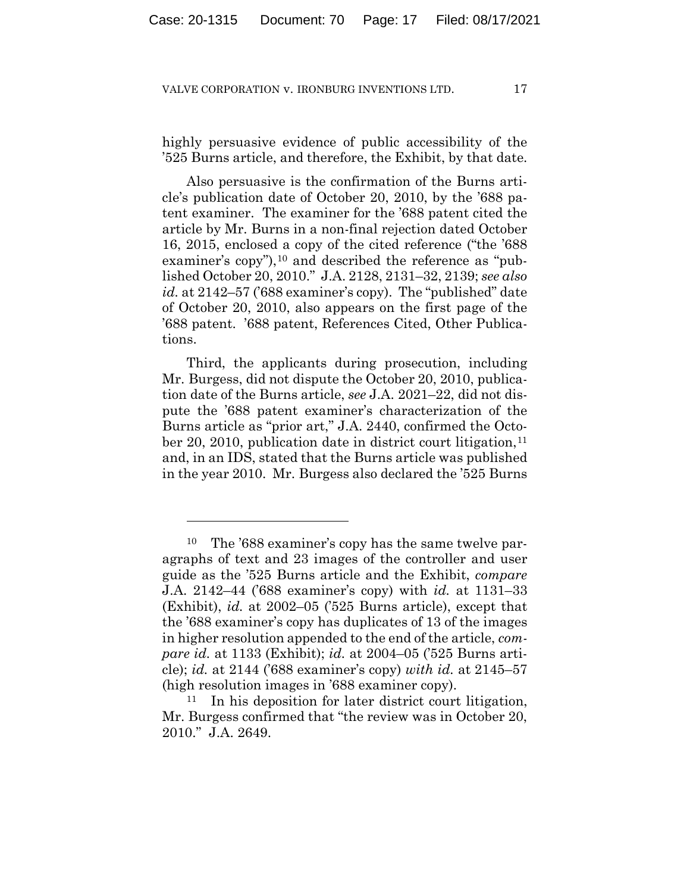highly persuasive evidence of public accessibility of the ’525 Burns article, and therefore, the Exhibit, by that date.

Also persuasive is the confirmation of the Burns article’s publication date of October 20, 2010, by the ’688 patent examiner. The examiner for the ’688 patent cited the article by Mr. Burns in a non-final rejection dated October 16, 2015, enclosed a copy of the cited reference (“the ’688 examiner’s copy”),[10] and described the reference as “published October 20, 2010.” J.A. 2128, 2131–32, 2139; *see also id.* at 2142–57 (’688 examiner’s copy). The “published” date of October 20, 2010, also appears on the first page of the ’688 patent. ’688 patent, References Cited, Other Publications.

Third, the applicants during prosecution, including Mr. Burgess, did not dispute the October 20, 2010, publication date of the Burns article, *see* J.A. 2021–22, did not dispute the ’688 patent examiner’s characterization of the Burns article as “prior art,” J.A. 2440, confirmed the October 20, 2010, publication date in district court litigation,[11] and, in an IDS, stated that the Burns article was published in the year 2010. Mr. Burgess also declared the ’525 Burns

---

[10] The ’688 examiner’s copy has the same twelve paragraphs of text and 23 images of the controller and user guide as the ’525 Burns article and the Exhibit, *compare* J.A. 2142–44 (’688 examiner’s copy) with *id.* at 1131–33 (Exhibit), *id.* at 2002–05 (’525 Burns article), except that the ’688 examiner’s copy has duplicates of 13 of the images in higher resolution appended to the end of the article, *compare id.* at 1133 (Exhibit); *id.* at 2004–05 (’525 Burns article); *id.* at 2144 (’688 examiner’s copy) *with id.* at 2145–57 (high resolution images in ’688 examiner copy).

[11] In his deposition for later district court litigation, Mr. Burgess confirmed that “the review was in October 20, 2010.” J.A. 2649.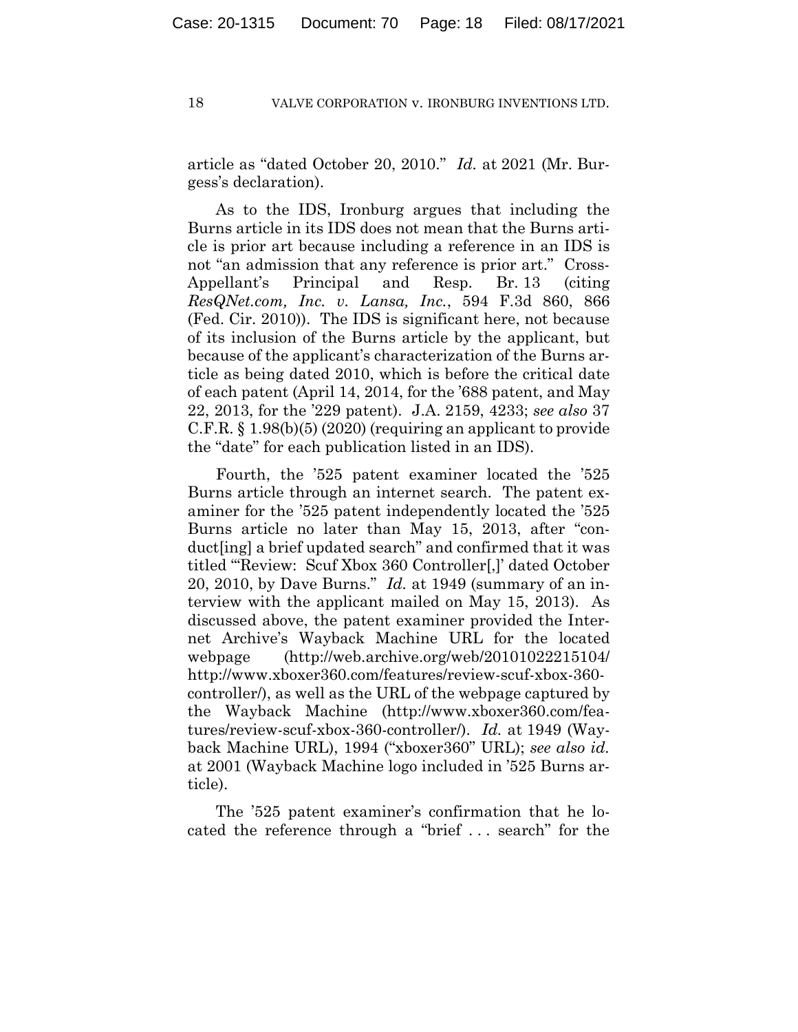article as "dated October 20, 2010." *Id.* at 2021 (Mr. Burgess's declaration).

As to the IDS, Ironburg argues that including the Burns article in its IDS does not mean that the Burns article is prior art because including a reference in an IDS is not "an admission that any reference is prior art." Cross-Appellant's Principal and Resp. Br. 13 (citing *ResQNet.com, Inc. v. Lansa, Inc.*, 594 F.3d 860, 866 (Fed. Cir. 2010)). The IDS is significant here, not because of its inclusion of the Burns article by the applicant, but because of the applicant's characterization of the Burns article as being dated 2010, which is before the critical date of each patent (April 14, 2014, for the '688 patent, and May 22, 2013, for the '229 patent). J.A. 2159, 4233; *see also* 37 C.F.R. § 1.98(b)(5) (2020) (requiring an applicant to provide the "date" for each publication listed in an IDS).

Fourth, the '525 patent examiner located the '525 Burns article through an internet search. The patent examiner for the '525 patent independently located the '525 Burns article no later than May 15, 2013, after "conduct[ing] a brief updated search" and confirmed that it was titled "'Review: Scuf Xbox 360 Controller[,]' dated October 20, 2010, by Dave Burns." *Id.* at 1949 (summary of an interview with the applicant mailed on May 15, 2013). As discussed above, the patent examiner provided the Internet Archive's Wayback Machine URL for the located webpage (http://web.archive.org/web/20101022215104/http://www.xboxer360.com/features/review-scuf-xbox-360-controller/), as well as the URL of the webpage captured by the Wayback Machine (http://www.xboxer360.com/features/review-scuf-xbox-360-controller/). *Id.* at 1949 (Wayback Machine URL), 1994 ("xboxer360" URL); *see also id.* at 2001 (Wayback Machine logo included in '525 Burns article).

The '525 patent examiner's confirmation that he located the reference through a "brief . . . search" for the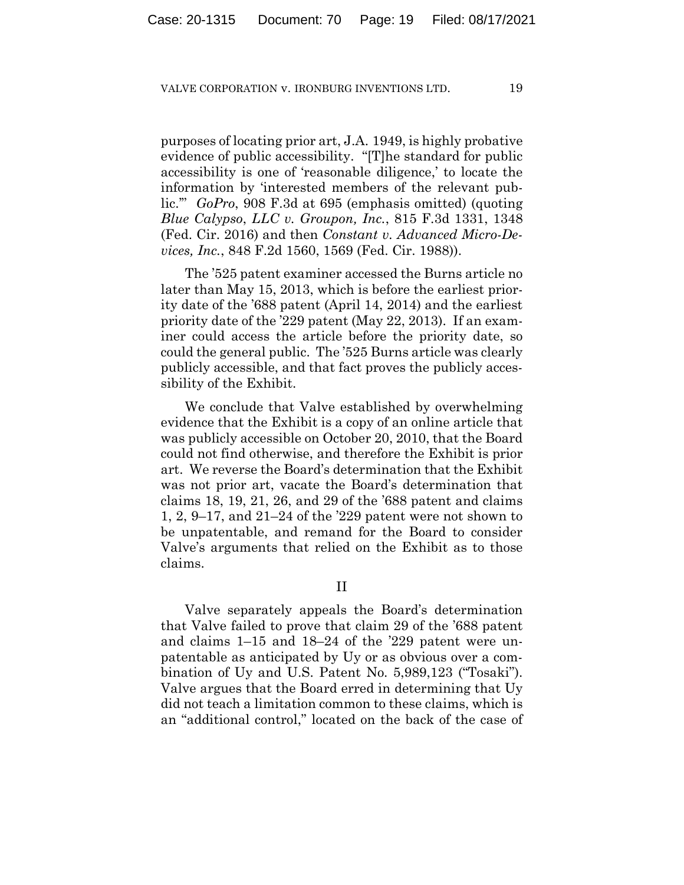purposes of locating prior art, J.A. 1949, is highly probative evidence of public accessibility. "[T]he standard for public accessibility is one of 'reasonable diligence,' to locate the information by 'interested members of the relevant public.'" *GoPro*, 908 F.3d at 695 (emphasis omitted) (quoting *Blue Calypso, LLC v. Groupon, Inc.*, 815 F.3d 1331, 1348 (Fed. Cir. 2016) and then *Constant v. Advanced Micro-Devices, Inc.*, 848 F.2d 1560, 1569 (Fed. Cir. 1988)).

The '525 patent examiner accessed the Burns article no later than May 15, 2013, which is before the earliest priority date of the '688 patent (April 14, 2014) and the earliest priority date of the '229 patent (May 22, 2013). If an examiner could access the article before the priority date, so could the general public. The '525 Burns article was clearly publicly accessible, and that fact proves the publicly accessibility of the Exhibit.

We conclude that Valve established by overwhelming evidence that the Exhibit is a copy of an online article that was publicly accessible on October 20, 2010, that the Board could not find otherwise, and therefore the Exhibit is prior art. We reverse the Board's determination that the Exhibit was not prior art, vacate the Board's determination that claims 18, 19, 21, 26, and 29 of the '688 patent and claims 1, 2, 9–17, and 21–24 of the '229 patent were not shown to be unpatentable, and remand for the Board to consider Valve's arguments that relied on the Exhibit as to those claims.

## II

Valve separately appeals the Board's determination that Valve failed to prove that claim 29 of the '688 patent and claims 1–15 and 18–24 of the '229 patent were unpatentable as anticipated by Uy or as obvious over a combination of Uy and U.S. Patent No. 5,989,123 ("Tosaki"). Valve argues that the Board erred in determining that Uy did not teach a limitation common to these claims, which is an "additional control," located on the back of the case of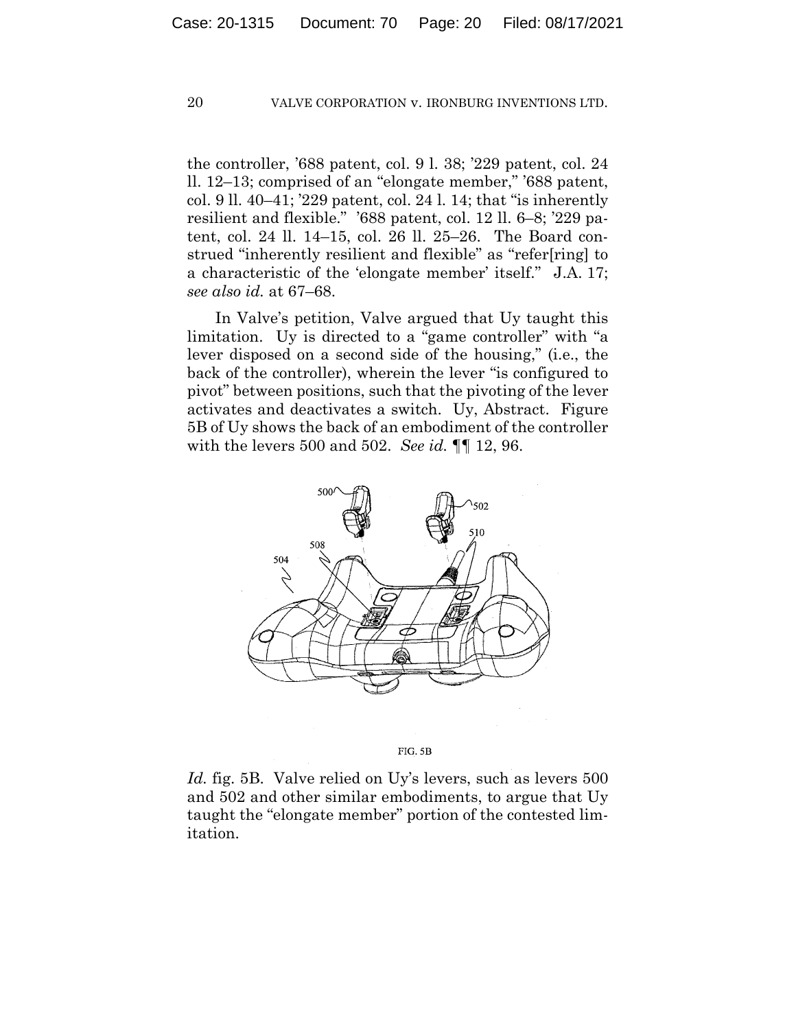the controller, '688 patent, col. 9 l. 38; '229 patent, col. 24 ll. 12–13; comprised of an "elongate member," '688 patent, col. 9 ll. 40–41; '229 patent, col. 24 l. 14; that "is inherently resilient and flexible." '688 patent, col. 12 ll. 6–8; '229 patent, col. 24 ll. 14–15, col. 26 ll. 25–26. The Board construed "inherently resilient and flexible" as "refer[ring] to a characteristic of the 'elongate member' itself." J.A. 17; *see also id.* at 67–68.

In Valve's petition, Valve argued that Uy taught this limitation. Uy is directed to a "game controller" with "a lever disposed on a second side of the housing," (i.e., the back of the controller), wherein the lever "is configured to pivot" between positions, such that the pivoting of the lever activates and deactivates a switch. Uy, Abstract. Figure 5B of Uy shows the back of an embodiment of the controller with the levers 500 and 502. *See id.* ¶¶ 12, 96.

FIG. 5B

*Id.* fig. 5B. Valve relied on Uy's levers, such as levers 500 and 502 and other similar embodiments, to argue that Uy taught the "elongate member" portion of the contested limitation.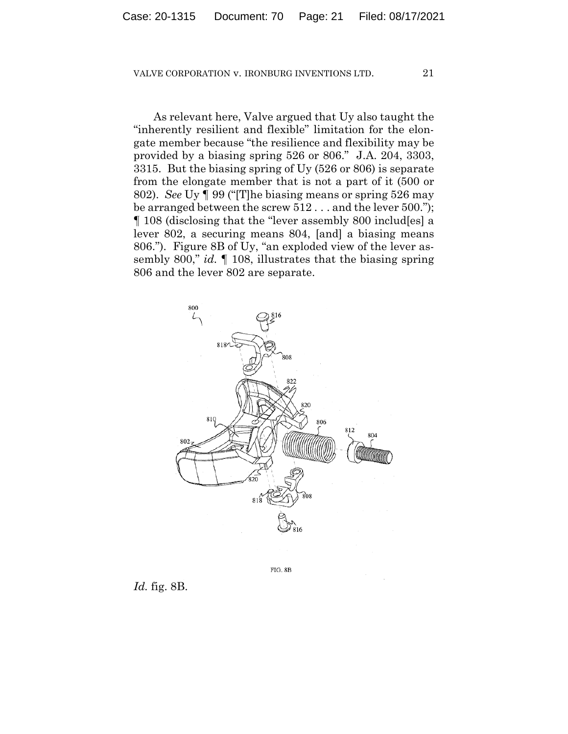As relevant here, Valve argued that Uy also taught the "inherently resilient and flexible" limitation for the elongate member because "the resilience and flexibility may be provided by a biasing spring 526 or 806." J.A. 204, 3303, 3315. But the biasing spring of Uy (526 or 806) is separate from the elongate member that is not a part of it (500 or 802). *See* Uy ¶ 99 ("[T]he biasing means or spring 526 may be arranged between the screw 512 . . . and the lever 500."); ¶ 108 (disclosing that the "lever assembly 800 includ[es] a lever 802, a securing means 804, [and] a biasing means 806."). Figure 8B of Uy, "an exploded view of the lever assembly 800," *id.* ¶ 108, illustrates that the biasing spring 806 and the lever 802 are separate.

FIG. 8B

*Id.* fig. 8B.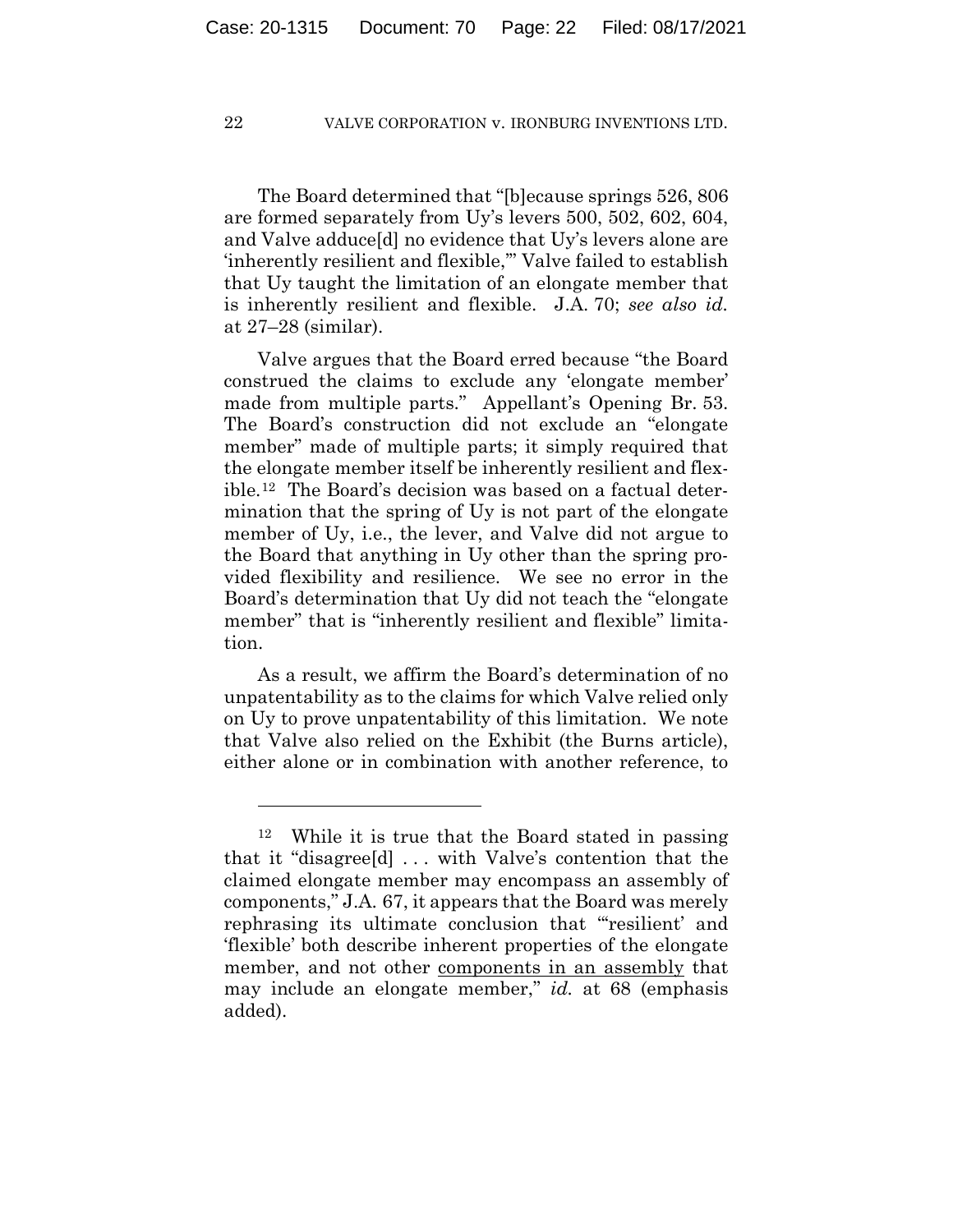The Board determined that "[b]ecause springs 526, 806 are formed separately from Uy's levers 500, 502, 602, 604, and Valve adduce[d] no evidence that Uy's levers alone are 'inherently resilient and flexible,'" Valve failed to establish that Uy taught the limitation of an elongate member that is inherently resilient and flexible. J.A. 70; *see also id.* at 27–28 (similar).

Valve argues that the Board erred because "the Board construed the claims to exclude any 'elongate member' made from multiple parts." Appellant's Opening Br. 53. The Board's construction did not exclude an "elongate member" made of multiple parts; it simply required that the elongate member itself be inherently resilient and flexible.[12] The Board's decision was based on a factual determination that the spring of Uy is not part of the elongate member of Uy, i.e., the lever, and Valve did not argue to the Board that anything in Uy other than the spring provided flexibility and resilience. We see no error in the Board's determination that Uy did not teach the "elongate member" that is "inherently resilient and flexible" limitation.

As a result, we affirm the Board's determination of no unpatentability as to the claims for which Valve relied only on Uy to prove unpatentability of this limitation. We note that Valve also relied on the Exhibit (the Burns article), either alone or in combination with another reference, to

---

[12] While it is true that the Board stated in passing that it "disagree[d] . . . with Valve's contention that the claimed elongate member may encompass an assembly of components," J.A. 67, it appears that the Board was merely rephrasing its ultimate conclusion that "'resilient' and 'flexible' both describe inherent properties of the elongate member, and not other <u>components in an assembly</u> that may include an elongate member," *id.* at 68 (emphasis added).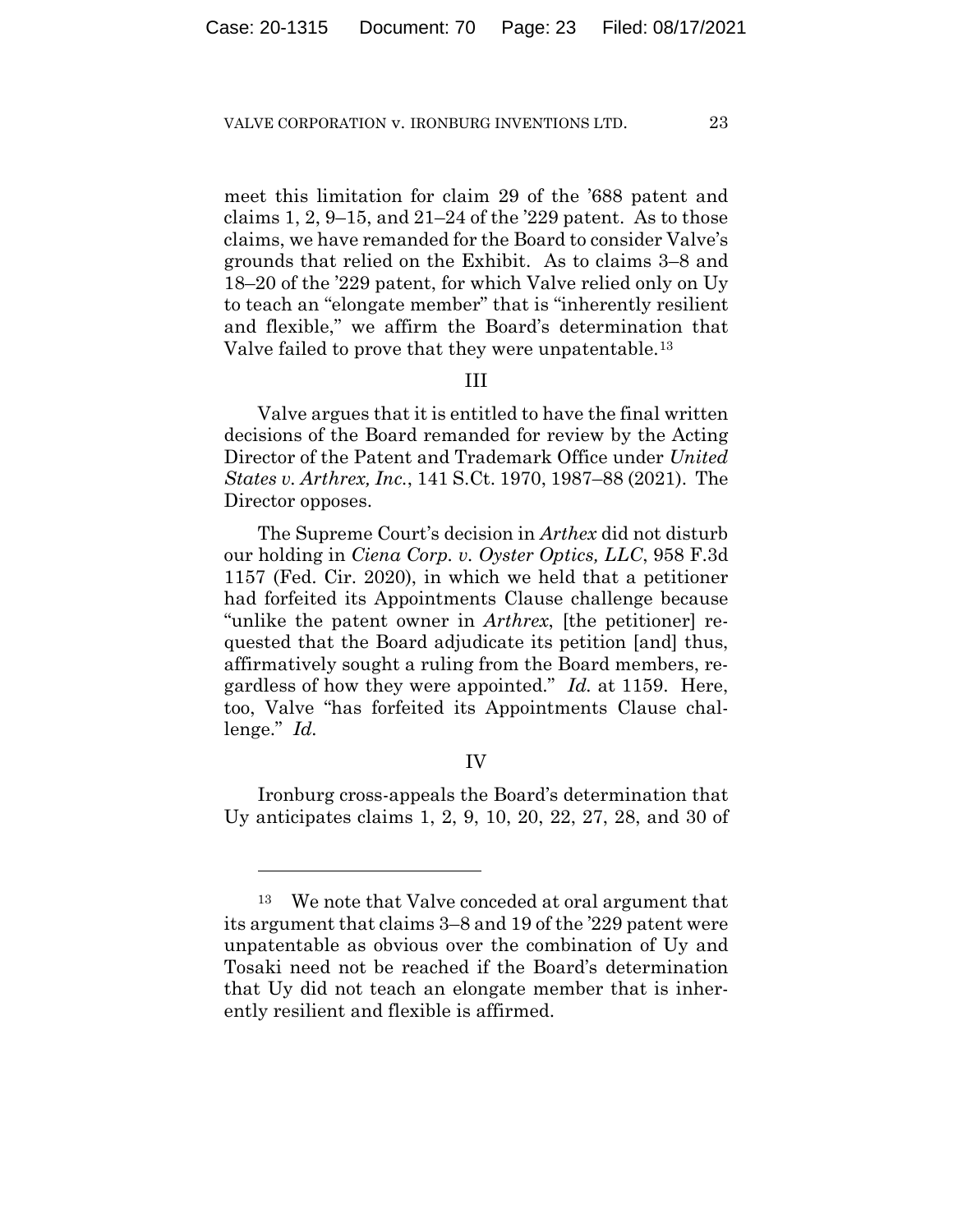meet this limitation for claim 29 of the ’688 patent and claims 1, 2, 9–15, and 21–24 of the ’229 patent. As to those claims, we have remanded for the Board to consider Valve’s grounds that relied on the Exhibit. As to claims 3–8 and 18–20 of the ’229 patent, for which Valve relied only on Uy to teach an “elongate member” that is “inherently resilient and flexible,” we affirm the Board’s determination that Valve failed to prove that they were unpatentable.[13]

III

Valve argues that it is entitled to have the final written decisions of the Board remanded for review by the Acting Director of the Patent and Trademark Office under *United States v. Arthrex, Inc.*, 141 S.Ct. 1970, 1987–88 (2021). The Director opposes.

The Supreme Court’s decision in *Arthex* did not disturb our holding in *Ciena Corp. v. Oyster Optics, LLC*, 958 F.3d 1157 (Fed. Cir. 2020), in which we held that a petitioner had forfeited its Appointments Clause challenge because “unlike the patent owner in *Arthrex*, [the petitioner] requested that the Board adjudicate its petition [and] thus, affirmatively sought a ruling from the Board members, regardless of how they were appointed.” *Id.* at 1159. Here, too, Valve “has forfeited its Appointments Clause challenge.” *Id.*

IV

Ironburg cross-appeals the Board’s determination that Uy anticipates claims 1, 2, 9, 10, 20, 22, 27, 28, and 30 of

---

[13] We note that Valve conceded at oral argument that its argument that claims 3–8 and 19 of the ’229 patent were unpatentable as obvious over the combination of Uy and Tosaki need not be reached if the Board’s determination that Uy did not teach an elongate member that is inherently resilient and flexible is affirmed.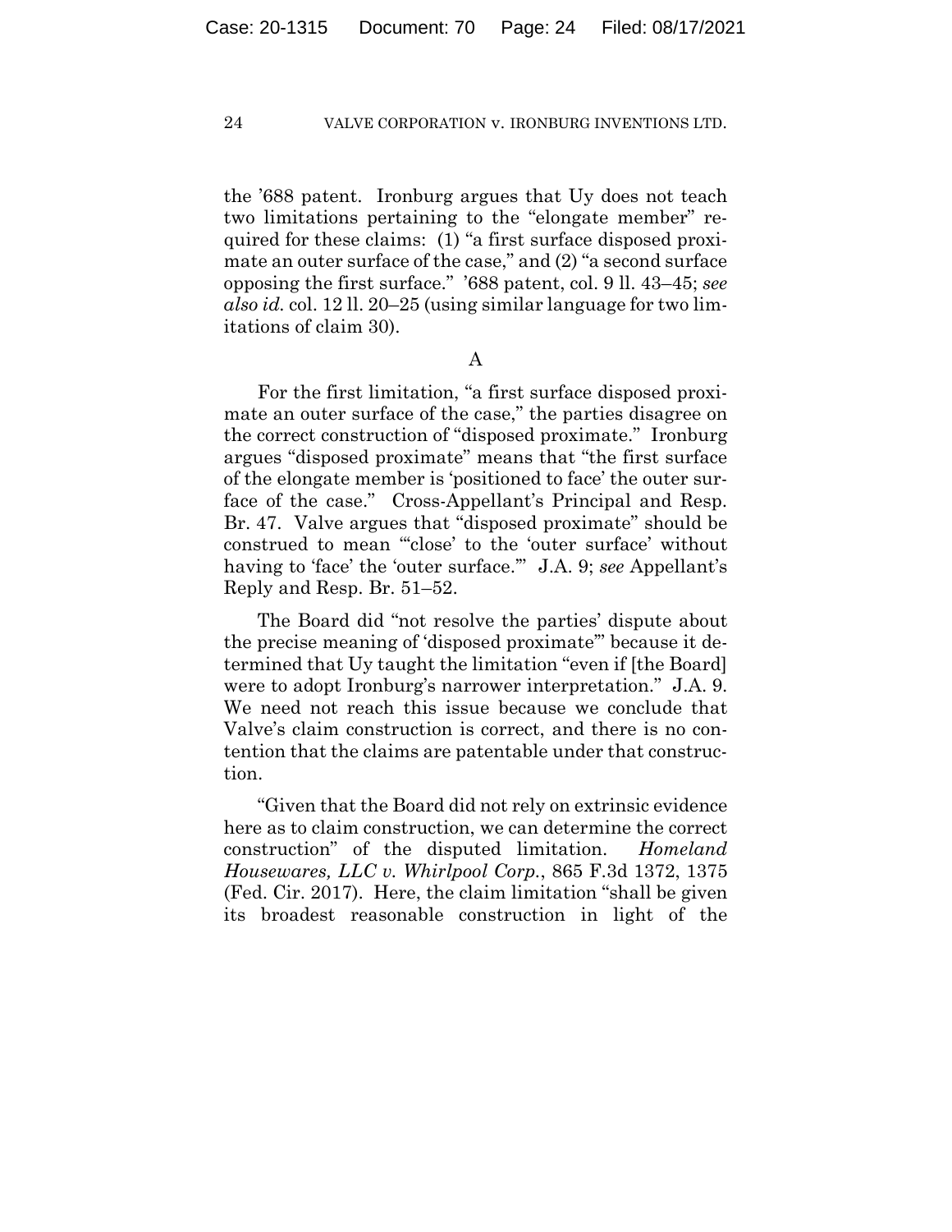the '688 patent. Ironburg argues that Uy does not teach two limitations pertaining to the "elongate member" required for these claims: (1) "a first surface disposed proximate an outer surface of the case," and (2) "a second surface opposing the first surface." '688 patent, col. 9 ll. 43–45; *see also id.* col. 12 ll. 20–25 (using similar language for two limitations of claim 30).

### A

For the first limitation, "a first surface disposed proximate an outer surface of the case," the parties disagree on the correct construction of "disposed proximate." Ironburg argues "disposed proximate" means that "the first surface of the elongate member is 'positioned to face' the outer surface of the case." Cross-Appellant's Principal and Resp. Br. 47. Valve argues that "disposed proximate" should be construed to mean "'close' to the 'outer surface' without having to 'face' the 'outer surface.'" J.A. 9; *see* Appellant's Reply and Resp. Br. 51–52.

The Board did "not resolve the parties' dispute about the precise meaning of 'disposed proximate'" because it determined that Uy taught the limitation "even if [the Board] were to adopt Ironburg's narrower interpretation." J.A. 9. We need not reach this issue because we conclude that Valve's claim construction is correct, and there is no contention that the claims are patentable under that construction.

"Given that the Board did not rely on extrinsic evidence here as to claim construction, we can determine the correct construction" of the disputed limitation. *Homeland Housewares, LLC v. Whirlpool Corp.*, 865 F.3d 1372, 1375 (Fed. Cir. 2017). Here, the claim limitation "shall be given its broadest reasonable construction in light of the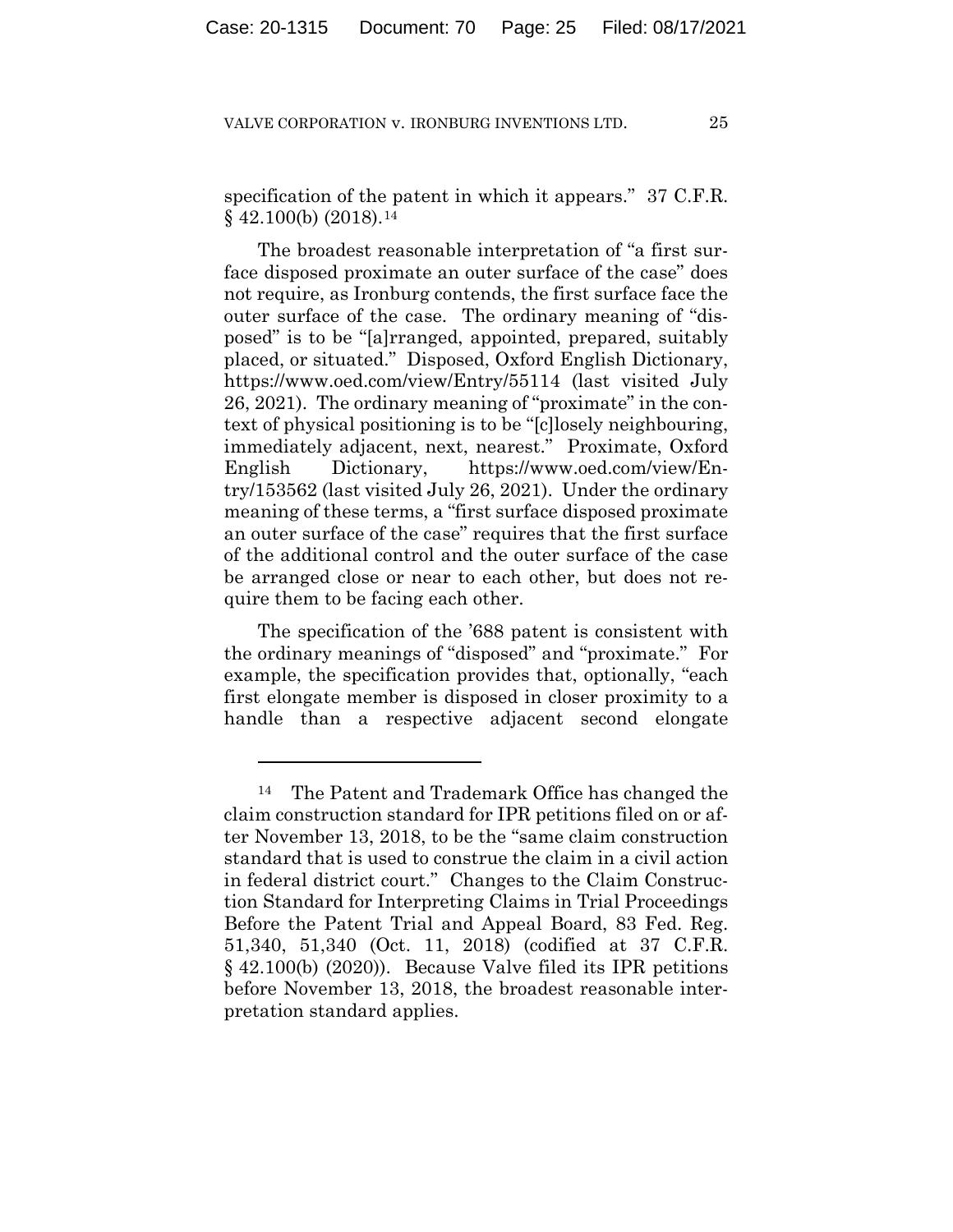specification of the patent in which it appears." 37 C.F.R. § 42.100(b) (2018).[14]

The broadest reasonable interpretation of "a first surface disposed proximate an outer surface of the case" does not require, as Ironburg contends, the first surface face the outer surface of the case. The ordinary meaning of "disposed" is to be "[a]rranged, appointed, prepared, suitably placed, or situated." Disposed, Oxford English Dictionary, https://www.oed.com/view/Entry/55114 (last visited July 26, 2021). The ordinary meaning of "proximate" in the context of physical positioning is to be "[c]losely neighbouring, immediately adjacent, next, nearest." Proximate, Oxford English Dictionary, https://www.oed.com/view/Entry/153562 (last visited July 26, 2021). Under the ordinary meaning of these terms, a "first surface disposed proximate an outer surface of the case" requires that the first surface of the additional control and the outer surface of the case be arranged close or near to each other, but does not require them to be facing each other.

The specification of the '688 patent is consistent with the ordinary meanings of "disposed" and "proximate." For example, the specification provides that, optionally, "each first elongate member is disposed in closer proximity to a handle than a respective adjacent second elongate

---

[14] The Patent and Trademark Office has changed the claim construction standard for IPR petitions filed on or after November 13, 2018, to be the "same claim construction standard that is used to construe the claim in a civil action in federal district court." Changes to the Claim Construction Standard for Interpreting Claims in Trial Proceedings Before the Patent Trial and Appeal Board, 83 Fed. Reg. 51,340, 51,340 (Oct. 11, 2018) (codified at 37 C.F.R. § 42.100(b) (2020)). Because Valve filed its IPR petitions before November 13, 2018, the broadest reasonable interpretation standard applies.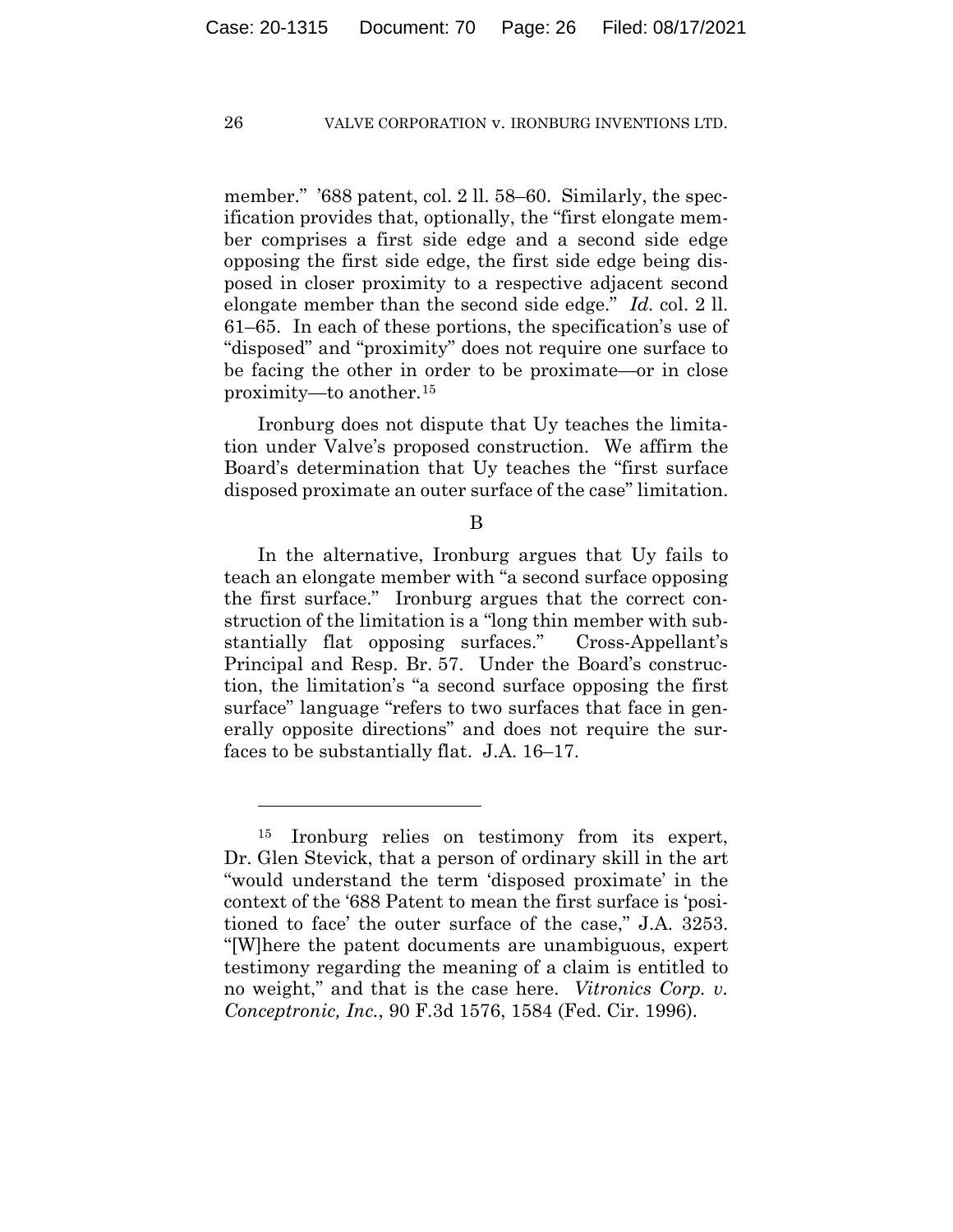member." '688 patent, col. 2 ll. 58–60. Similarly, the specification provides that, optionally, the "first elongate member comprises a first side edge and a second side edge opposing the first side edge, the first side edge being disposed in closer proximity to a respective adjacent second elongate member than the second side edge." *Id.* col. 2 ll. 61–65. In each of these portions, the specification's use of "disposed" and "proximity" does not require one surface to be facing the other in order to be proximate—or in close proximity—to another.[15]

Ironburg does not dispute that Uy teaches the limitation under Valve's proposed construction. We affirm the Board's determination that Uy teaches the "first surface disposed proximate an outer surface of the case" limitation.

B

In the alternative, Ironburg argues that Uy fails to teach an elongate member with "a second surface opposing the first surface." Ironburg argues that the correct construction of the limitation is a "long thin member with substantially flat opposing surfaces." Cross-Appellant's Principal and Resp. Br. 57. Under the Board's construction, the limitation's "a second surface opposing the first surface" language "refers to two surfaces that face in generally opposite directions" and does not require the surfaces to be substantially flat. J.A. 16–17.

---

[15] Ironburg relies on testimony from its expert, Dr. Glen Stevick, that a person of ordinary skill in the art "would understand the term 'disposed proximate' in the context of the '688 Patent to mean the first surface is 'positioned to face' the outer surface of the case," J.A. 3253. "[W]here the patent documents are unambiguous, expert testimony regarding the meaning of a claim is entitled to no weight," and that is the case here. *Vitronics Corp. v. Conceptronic, Inc.*, 90 F.3d 1576, 1584 (Fed. Cir. 1996).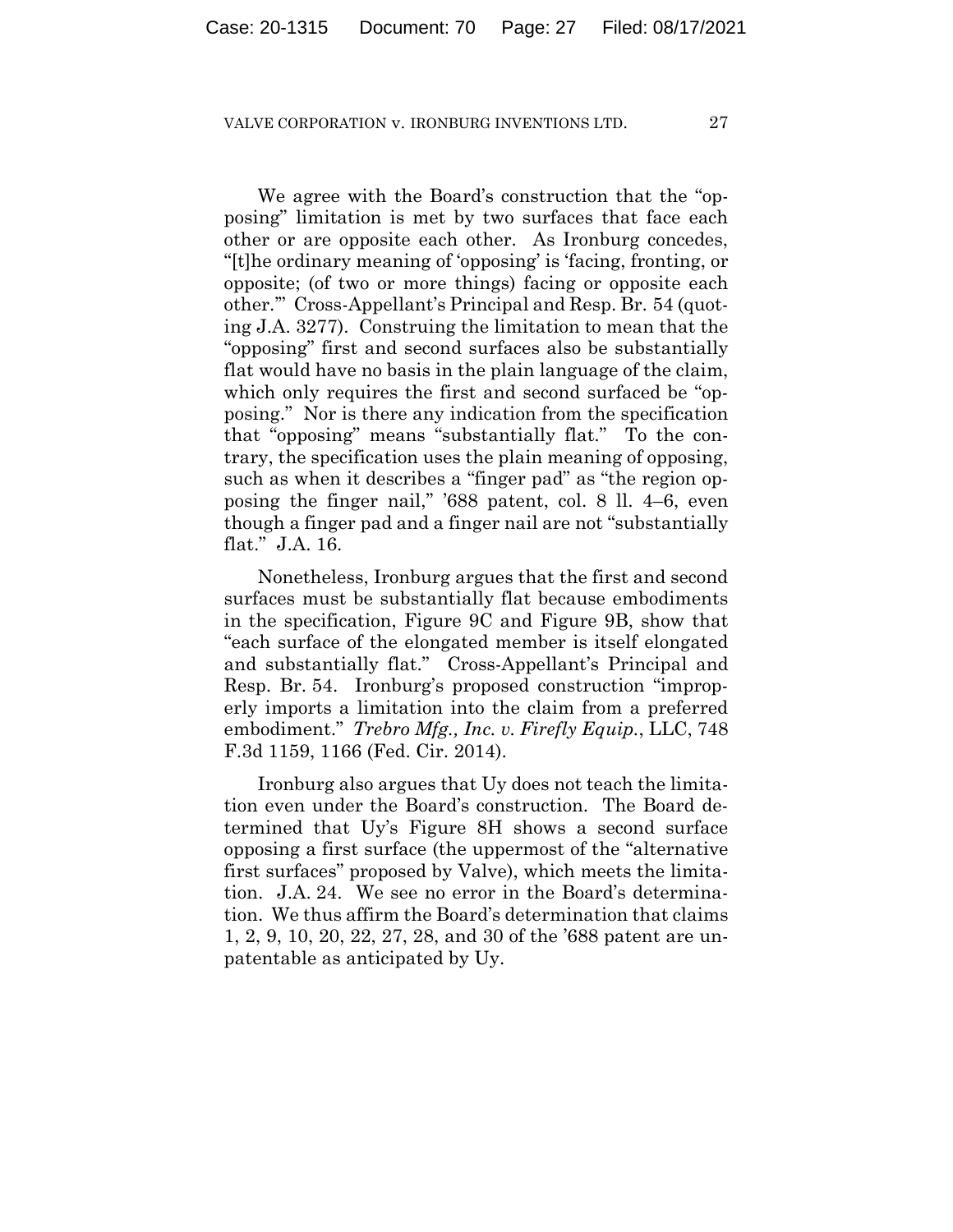We agree with the Board's construction that the "opposing" limitation is met by two surfaces that face each other or are opposite each other. As Ironburg concedes, "[t]he ordinary meaning of 'opposing' is 'facing, fronting, or opposite; (of two or more things) facing or opposite each other.'" Cross-Appellant's Principal and Resp. Br. 54 (quoting J.A. 3277). Construing the limitation to mean that the "opposing" first and second surfaces also be substantially flat would have no basis in the plain language of the claim, which only requires the first and second surfaced be "opposing." Nor is there any indication from the specification that "opposing" means "substantially flat." To the contrary, the specification uses the plain meaning of opposing, such as when it describes a "finger pad" as "the region opposing the finger nail," '688 patent, col. 8 ll. 4–6, even though a finger pad and a finger nail are not "substantially flat." J.A. 16.

Nonetheless, Ironburg argues that the first and second surfaces must be substantially flat because embodiments in the specification, Figure 9C and Figure 9B, show that "each surface of the elongated member is itself elongated and substantially flat." Cross-Appellant's Principal and Resp. Br. 54. Ironburg's proposed construction "improperly imports a limitation into the claim from a preferred embodiment." *Trebro Mfg., Inc. v. Firefly Equip.*, LLC, 748 F.3d 1159, 1166 (Fed. Cir. 2014).

Ironburg also argues that Uy does not teach the limitation even under the Board's construction. The Board determined that Uy's Figure 8H shows a second surface opposing a first surface (the uppermost of the "alternative first surfaces" proposed by Valve), which meets the limitation. J.A. 24. We see no error in the Board's determination. We thus affirm the Board's determination that claims 1, 2, 9, 10, 20, 22, 27, 28, and 30 of the '688 patent are unpatentable as anticipated by Uy.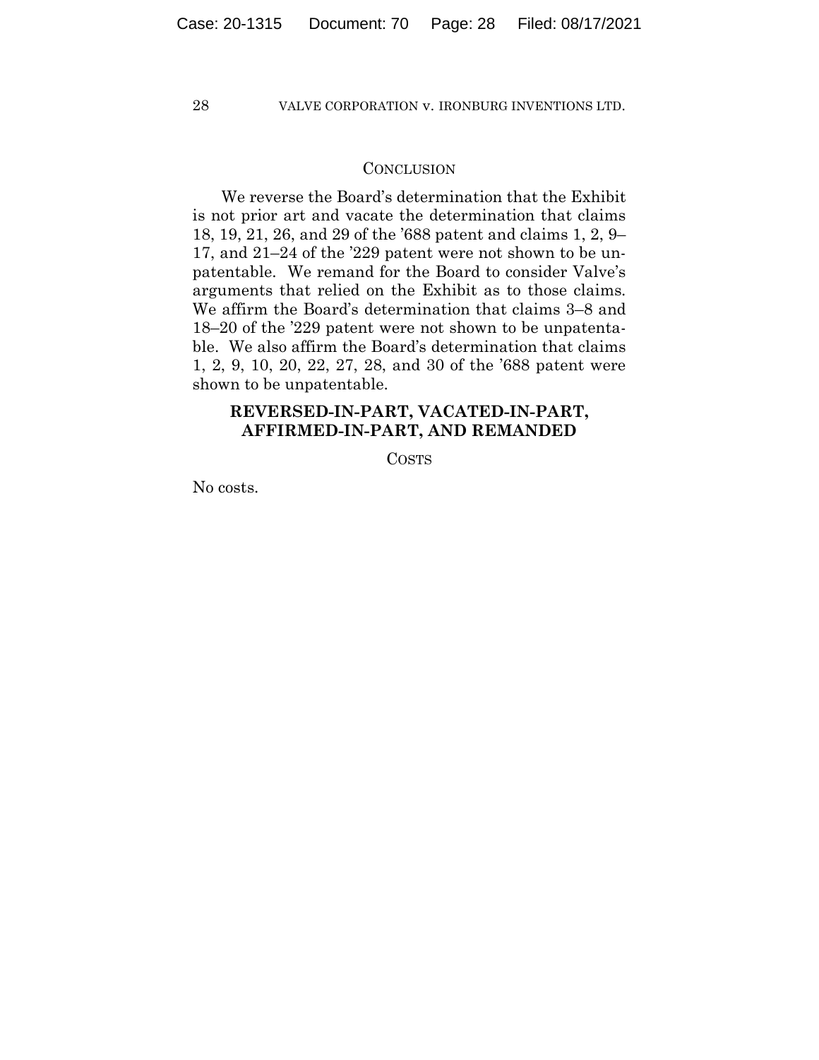## CONCLUSION

We reverse the Board's determination that the Exhibit is not prior art and vacate the determination that claims 18, 19, 21, 26, and 29 of the '688 patent and claims 1, 2, 9–17, and 21–24 of the '229 patent were not shown to be unpatentable. We remand for the Board to consider Valve's arguments that relied on the Exhibit as to those claims. We affirm the Board's determination that claims 3–8 and 18–20 of the '229 patent were not shown to be unpatentable. We also affirm the Board's determination that claims 1, 2, 9, 10, 20, 22, 27, 28, and 30 of the '688 patent were shown to be unpatentable.

**REVERSED-IN-PART, VACATED-IN-PART, AFFIRMED-IN-PART, AND REMANDED**

COSTS

No costs.